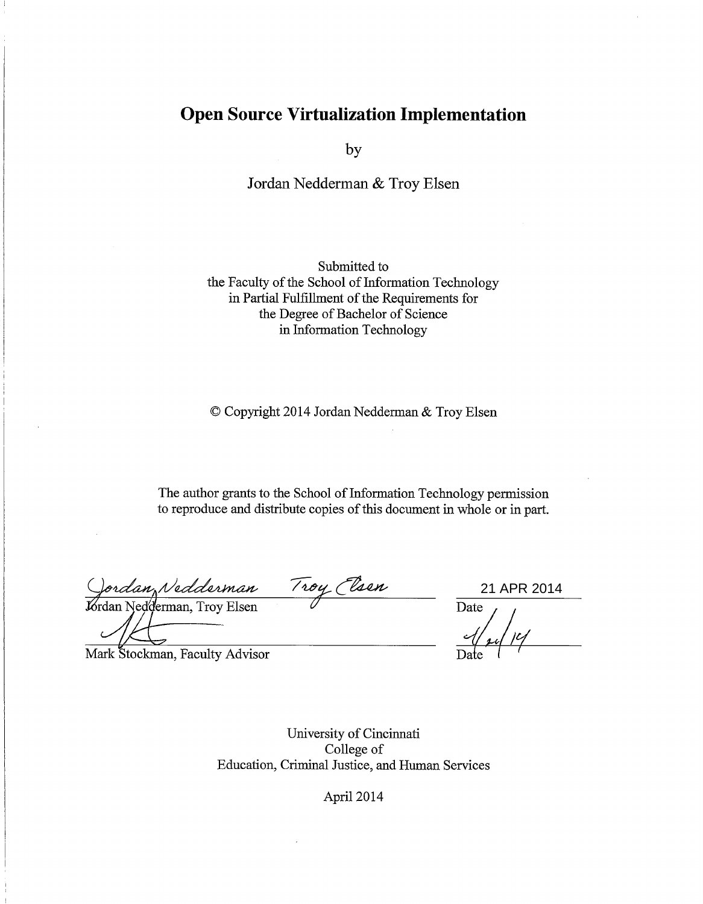# Open Source Virtualization Implementation

by

Jordan Nedderman & Troy Elsen

Submitted to
the Faculty of the School of Information Technology
in Partial Fulfillment of the Requirements for
the Degree of Bachelor of Science
in Information Technology

© Copyright 2014 Jordan Nedderman & Troy Elsen

The author grants to the School of Information Technology permission to reproduce and distribute copies of this document in whole or in part.

Jordan Nedderman Troy Elsen
Jordan Nedderman, Troy Elsen — Date: 21 APR 2014

Mark Stockman, Faculty Advisor — Date: 4/21/14

University of Cincinnati
College of
Education, Criminal Justice, and Human Services

April 2014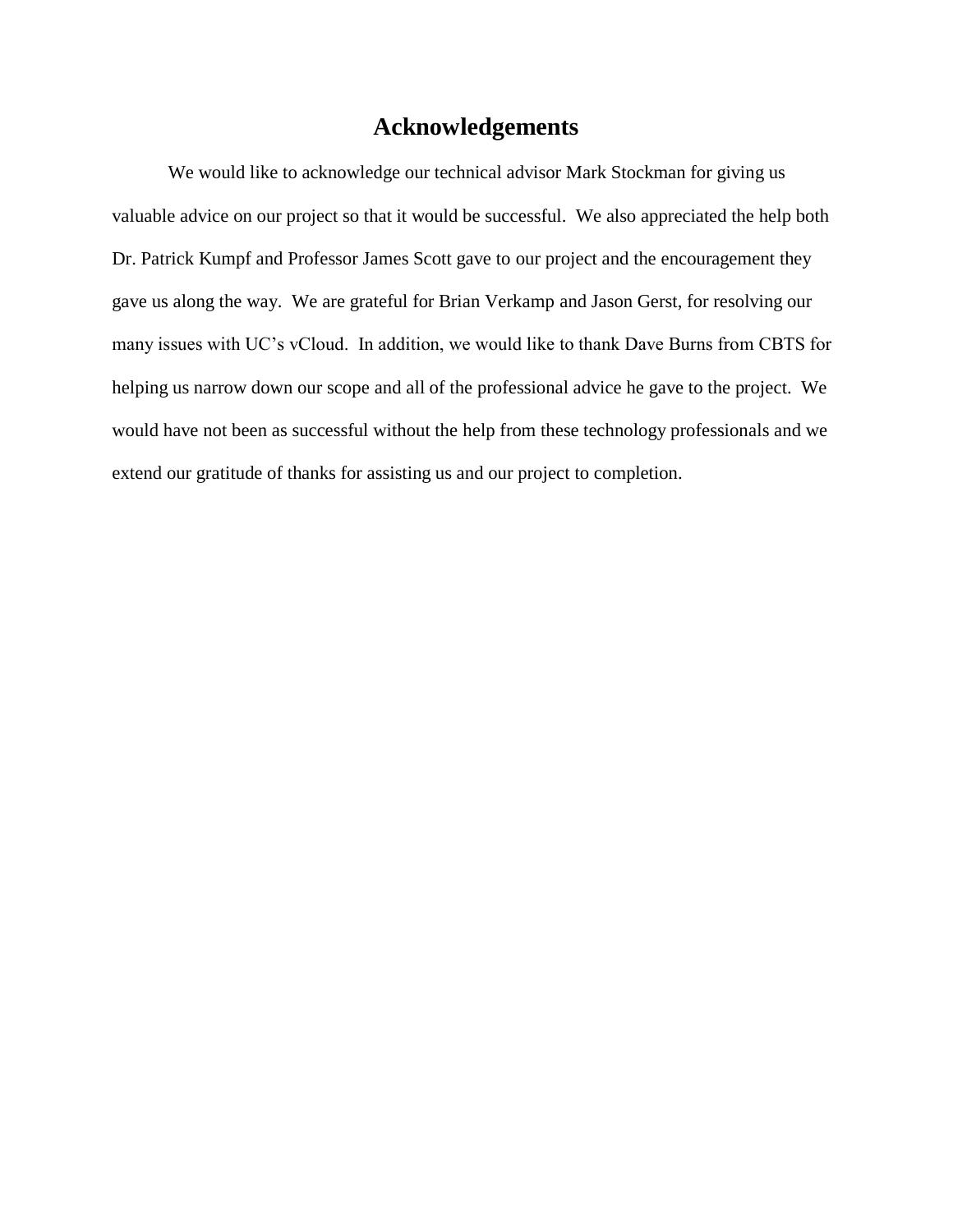# Acknowledgements

We would like to acknowledge our technical advisor Mark Stockman for giving us valuable advice on our project so that it would be successful. We also appreciated the help both Dr. Patrick Kumpf and Professor James Scott gave to our project and the encouragement they gave us along the way. We are grateful for Brian Verkamp and Jason Gerst, for resolving our many issues with UC's vCloud. In addition, we would like to thank Dave Burns from CBTS for helping us narrow down our scope and all of the professional advice he gave to the project. We would have not been as successful without the help from these technology professionals and we extend our gratitude of thanks for assisting us and our project to completion.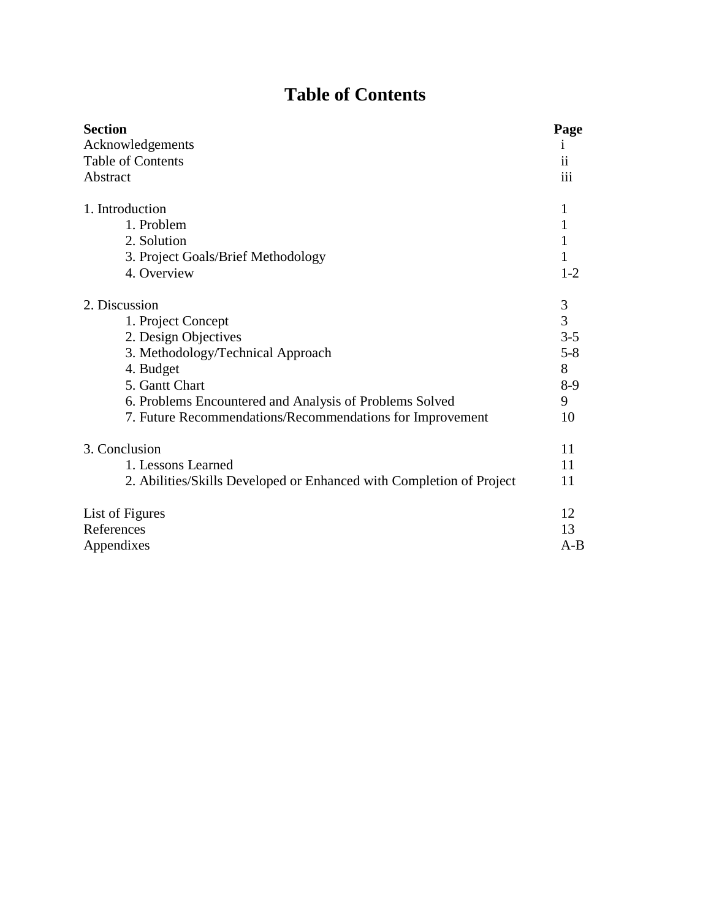# Table of Contents

| Section | Page |
|---|---|
| Acknowledgements | i |
| Table of Contents | ii |
| Abstract | iii |
| | |
| 1. Introduction | 1 |
| &nbsp;&nbsp;&nbsp;&nbsp;1. Problem | 1 |
| &nbsp;&nbsp;&nbsp;&nbsp;2. Solution | 1 |
| &nbsp;&nbsp;&nbsp;&nbsp;3. Project Goals/Brief Methodology | 1 |
| &nbsp;&nbsp;&nbsp;&nbsp;4. Overview | 1-2 |
| | |
| 2. Discussion | 3 |
| &nbsp;&nbsp;&nbsp;&nbsp;1. Project Concept | 3 |
| &nbsp;&nbsp;&nbsp;&nbsp;2. Design Objectives | 3-5 |
| &nbsp;&nbsp;&nbsp;&nbsp;3. Methodology/Technical Approach | 5-8 |
| &nbsp;&nbsp;&nbsp;&nbsp;4. Budget | 8 |
| &nbsp;&nbsp;&nbsp;&nbsp;5. Gantt Chart | 8-9 |
| &nbsp;&nbsp;&nbsp;&nbsp;6. Problems Encountered and Analysis of Problems Solved | 9 |
| &nbsp;&nbsp;&nbsp;&nbsp;7. Future Recommendations/Recommendations for Improvement | 10 |
| | |
| 3. Conclusion | 11 |
| &nbsp;&nbsp;&nbsp;&nbsp;1. Lessons Learned | 11 |
| &nbsp;&nbsp;&nbsp;&nbsp;2. Abilities/Skills Developed or Enhanced with Completion of Project | 11 |
| | |
| List of Figures | 12 |
| References | 13 |
| Appendixes | A-B |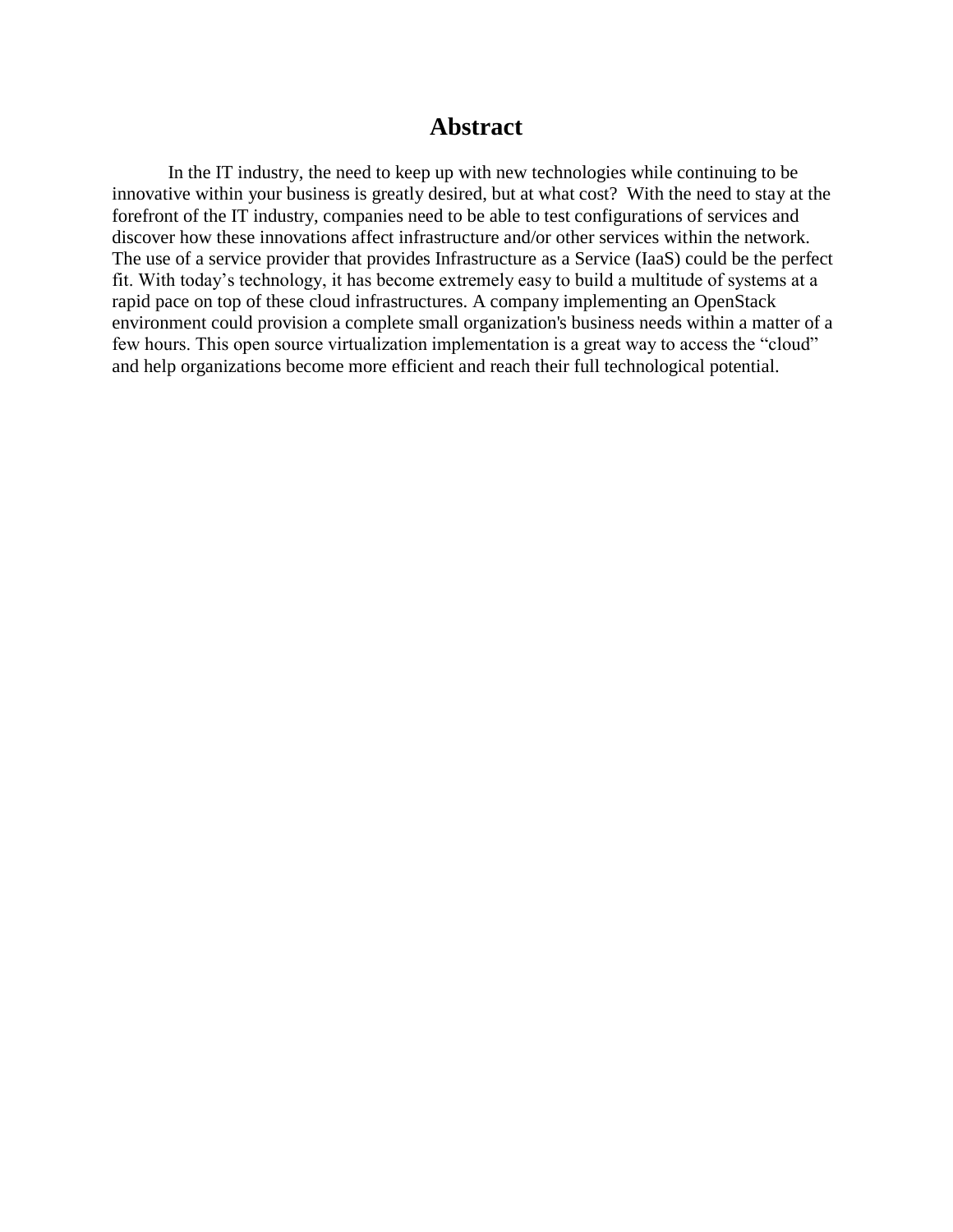# Abstract

In the IT industry, the need to keep up with new technologies while continuing to be innovative within your business is greatly desired, but at what cost? With the need to stay at the forefront of the IT industry, companies need to be able to test configurations of services and discover how these innovations affect infrastructure and/or other services within the network. The use of a service provider that provides Infrastructure as a Service (IaaS) could be the perfect fit. With today's technology, it has become extremely easy to build a multitude of systems at a rapid pace on top of these cloud infrastructures. A company implementing an OpenStack environment could provision a complete small organization's business needs within a matter of a few hours. This open source virtualization implementation is a great way to access the "cloud" and help organizations become more efficient and reach their full technological potential.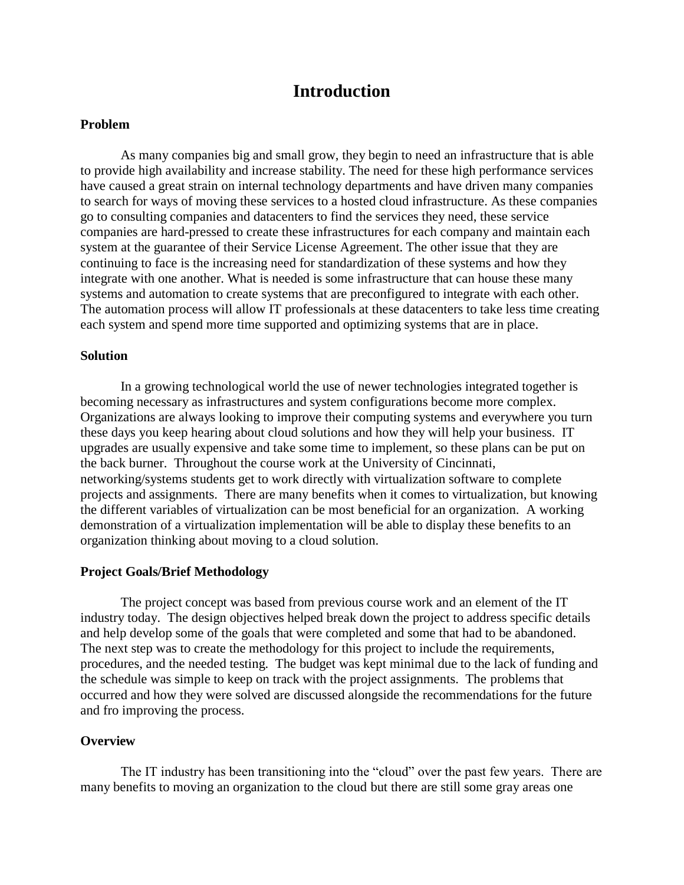# Introduction

### Problem

As many companies big and small grow, they begin to need an infrastructure that is able to provide high availability and increase stability. The need for these high performance services have caused a great strain on internal technology departments and have driven many companies to search for ways of moving these services to a hosted cloud infrastructure. As these companies go to consulting companies and datacenters to find the services they need, these service companies are hard-pressed to create these infrastructures for each company and maintain each system at the guarantee of their Service License Agreement. The other issue that they are continuing to face is the increasing need for standardization of these systems and how they integrate with one another. What is needed is some infrastructure that can house these many systems and automation to create systems that are preconfigured to integrate with each other. The automation process will allow IT professionals at these datacenters to take less time creating each system and spend more time supported and optimizing systems that are in place.

### Solution

In a growing technological world the use of newer technologies integrated together is becoming necessary as infrastructures and system configurations become more complex. Organizations are always looking to improve their computing systems and everywhere you turn these days you keep hearing about cloud solutions and how they will help your business. IT upgrades are usually expensive and take some time to implement, so these plans can be put on the back burner. Throughout the course work at the University of Cincinnati, networking/systems students get to work directly with virtualization software to complete projects and assignments. There are many benefits when it comes to virtualization, but knowing the different variables of virtualization can be most beneficial for an organization. A working demonstration of a virtualization implementation will be able to display these benefits to an organization thinking about moving to a cloud solution.

### Project Goals/Brief Methodology

The project concept was based from previous course work and an element of the IT industry today. The design objectives helped break down the project to address specific details and help develop some of the goals that were completed and some that had to be abandoned. The next step was to create the methodology for this project to include the requirements, procedures, and the needed testing. The budget was kept minimal due to the lack of funding and the schedule was simple to keep on track with the project assignments. The problems that occurred and how they were solved are discussed alongside the recommendations for the future and fro improving the process.

### Overview

The IT industry has been transitioning into the "cloud" over the past few years. There are many benefits to moving an organization to the cloud but there are still some gray areas one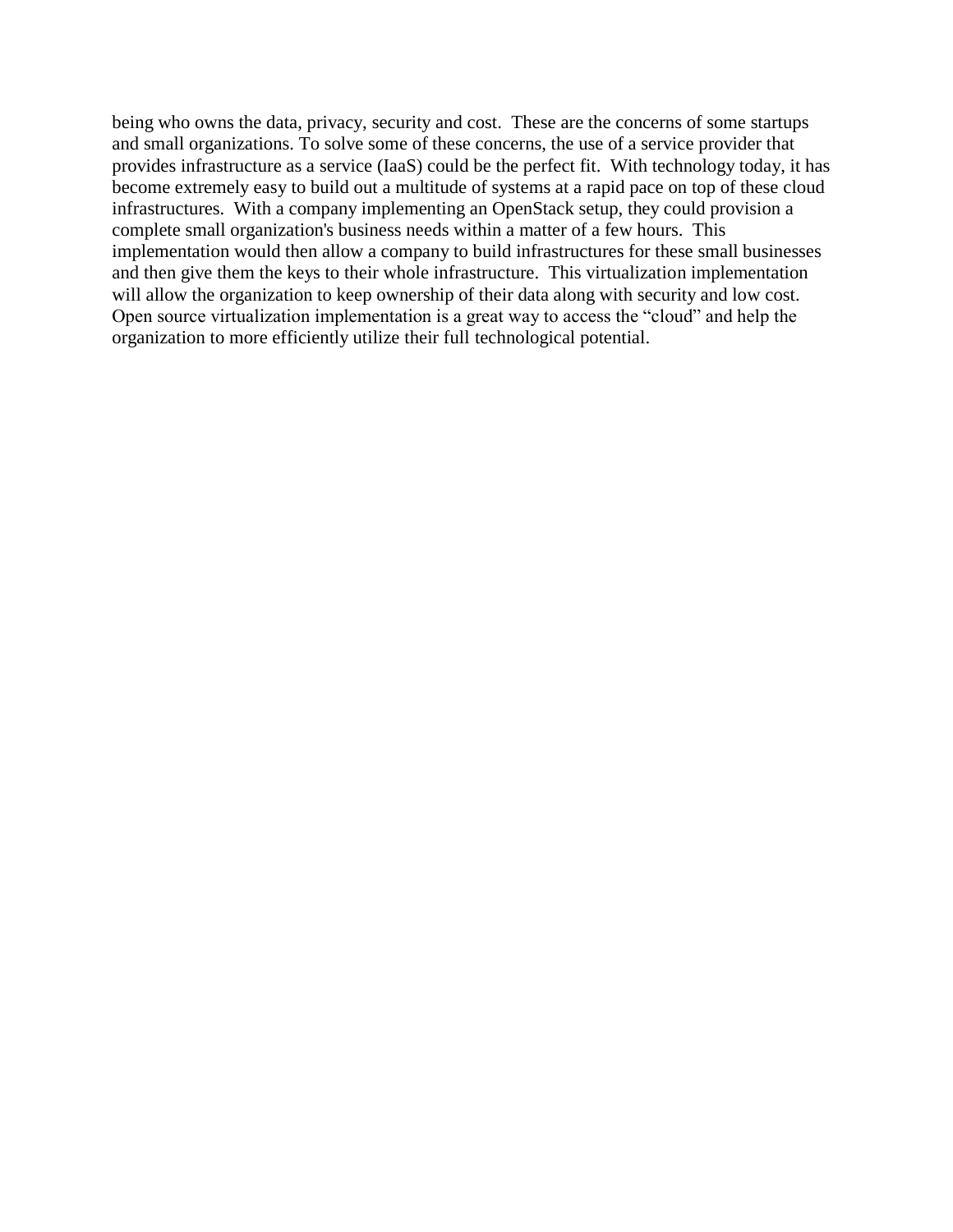being who owns the data, privacy, security and cost. These are the concerns of some startups and small organizations. To solve some of these concerns, the use of a service provider that provides infrastructure as a service (IaaS) could be the perfect fit. With technology today, it has become extremely easy to build out a multitude of systems at a rapid pace on top of these cloud infrastructures. With a company implementing an OpenStack setup, they could provision a complete small organization's business needs within a matter of a few hours. This implementation would then allow a company to build infrastructures for these small businesses and then give them the keys to their whole infrastructure. This virtualization implementation will allow the organization to keep ownership of their data along with security and low cost. Open source virtualization implementation is a great way to access the "cloud" and help the organization to more efficiently utilize their full technological potential.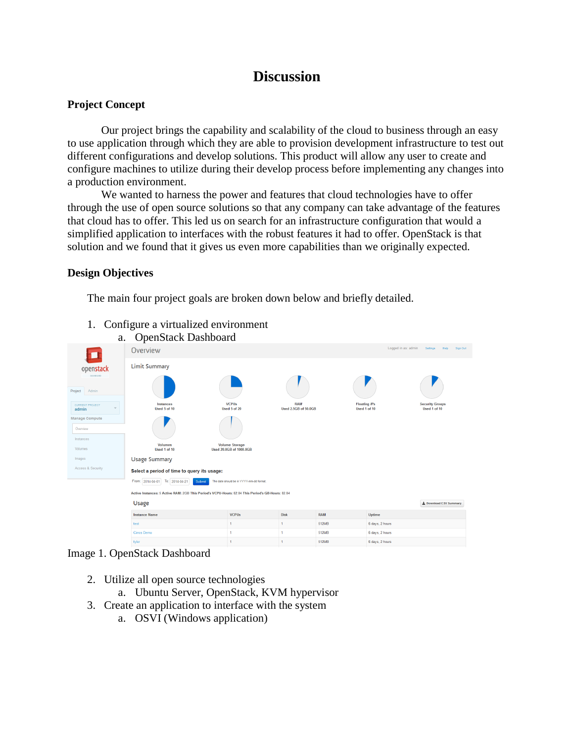# Discussion

## Project Concept

Our project brings the capability and scalability of the cloud to business through an easy to use application through which they are able to provision development infrastructure to test out different configurations and develop solutions. This product will allow any user to create and configure machines to utilize during their develop process before implementing any changes into a production environment.

We wanted to harness the power and features that cloud technologies have to offer through the use of open source solutions so that any company can take advantage of the features that cloud has to offer. This led us on search for an infrastructure configuration that would a simplified application to interfaces with the robust features it had to offer. OpenStack is that solution and we found that it gives us even more capabilities than we originally expected.

## Design Objectives

The main four project goals are broken down below and briefly detailed.

1. Configure a virtualized environment
   a. OpenStack Dashboard

Image 1. OpenStack Dashboard

2. Utilize all open source technologies
   a. Ubuntu Server, OpenStack, KVM hypervisor
3. Create an application to interface with the system
   a. OSVI (Windows application)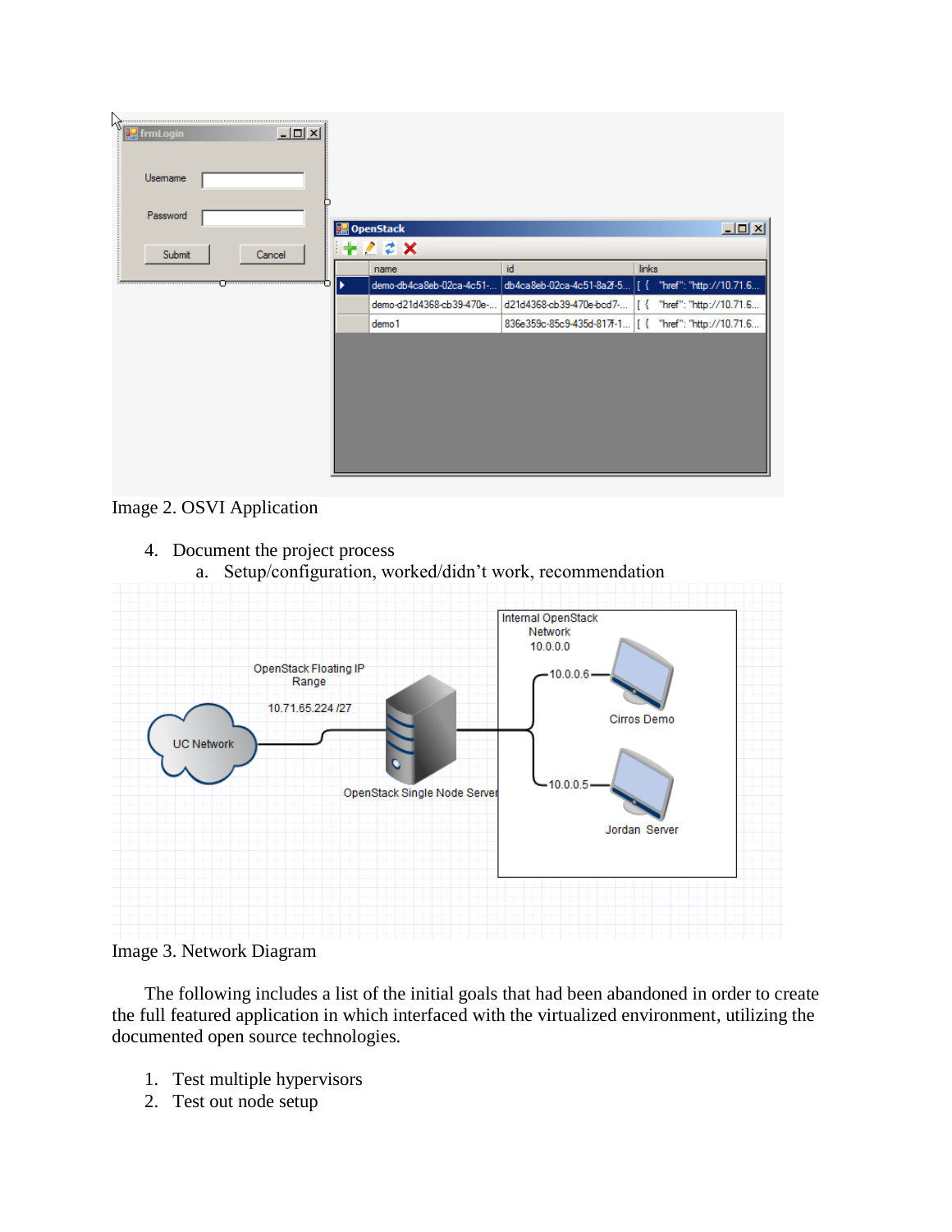Image 2. OSVI Application

4. Document the project process
    a. Setup/configuration, worked/didn't work, recommendation

Image 3. Network Diagram

The following includes a list of the initial goals that had been abandoned in order to create the full featured application in which interfaced with the virtualized environment, utilizing the documented open source technologies.

1. Test multiple hypervisors
2. Test out node setup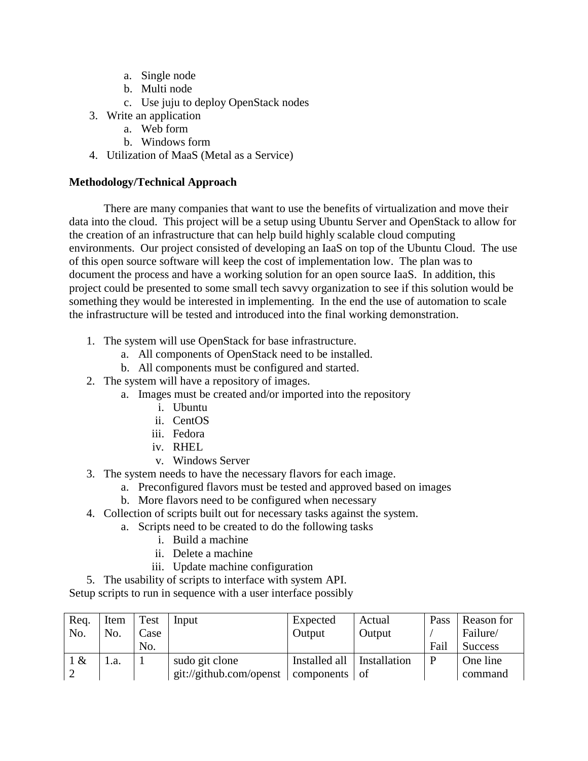a. Single node
   b. Multi node
   c. Use juju to deploy OpenStack nodes
3. Write an application
   a. Web form
   b. Windows form
4. Utilization of MaaS (Metal as a Service)

**Methodology/Technical Approach**

There are many companies that want to use the benefits of virtualization and move their data into the cloud. This project will be a setup using Ubuntu Server and OpenStack to allow for the creation of an infrastructure that can help build highly scalable cloud computing environments. Our project consisted of developing an IaaS on top of the Ubuntu Cloud. The use of this open source software will keep the cost of implementation low. The plan was to document the process and have a working solution for an open source IaaS. In addition, this project could be presented to some small tech savvy organization to see if this solution would be something they would be interested in implementing. In the end the use of automation to scale the infrastructure will be tested and introduced into the final working demonstration.

1. The system will use OpenStack for base infrastructure.
   a. All components of OpenStack need to be installed.
   b. All components must be configured and started.
2. The system will have a repository of images.
   a. Images must be created and/or imported into the repository
      i. Ubuntu
      ii. CentOS
      iii. Fedora
      iv. RHEL
      v. Windows Server
3. The system needs to have the necessary flavors for each image.
   a. Preconfigured flavors must be tested and approved based on images
   b. More flavors need to be configured when necessary
4. Collection of scripts built out for necessary tasks against the system.
   a. Scripts need to be created to do the following tasks
      i. Build a machine
      ii. Delete a machine
      iii. Update machine configuration
5. The usability of scripts to interface with system API.

Setup scripts to run in sequence with a user interface possibly

| Req. No. | Item No. | Test Case No. | Input | Expected Output | Actual Output | Pass / Fail | Reason for Failure/ Success |
|---|---|---|---|---|---|---|---|
| 1 & 2 | 1.a. | 1 | sudo git clone git://github.com/openst | Installed all components | Installation of | P | One line command |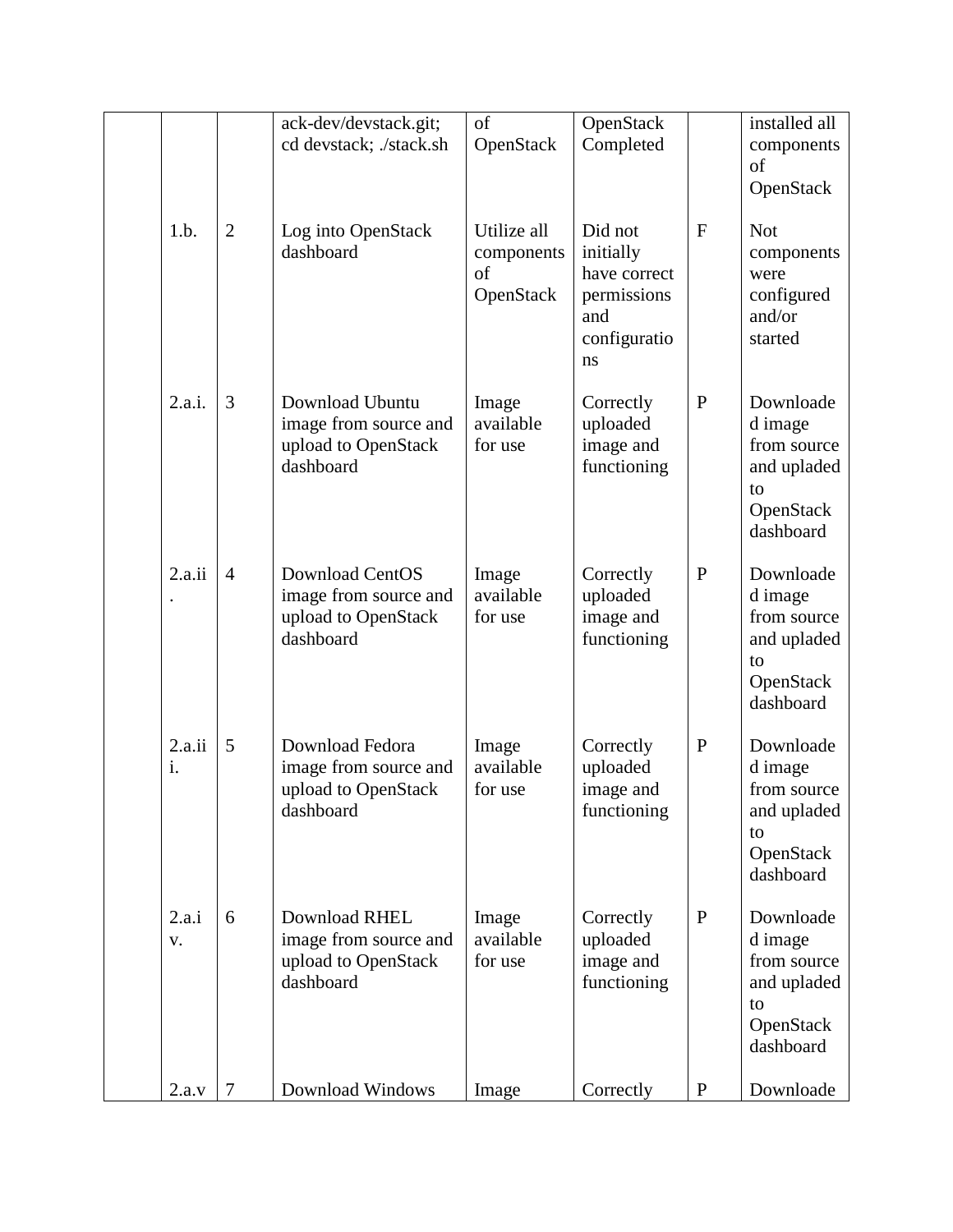| | | | | | | | |
|---|---|---|---|---|---|---|---|
| | | | ack-dev/devstack.git; cd devstack; ./stack.sh | of OpenStack | OpenStack Completed | | installed all components of OpenStack |
| | 1.b. | 2 | Log into OpenStack dashboard | Utilize all components of OpenStack | Did not initially have correct permissions and configurations | F | Not components were configured and/or started |
| | 2.a.i. | 3 | Download Ubuntu image from source and upload to OpenStack dashboard | Image available for use | Correctly uploaded image and functioning | P | Downloaded image from source and upladed to OpenStack dashboard |
| | 2.a.ii. | 4 | Download CentOS image from source and upload to OpenStack dashboard | Image available for use | Correctly uploaded image and functioning | P | Downloaded image from source and upladed to OpenStack dashboard |
| | 2.a.iii. | 5 | Download Fedora image from source and upload to OpenStack dashboard | Image available for use | Correctly uploaded image and functioning | P | Downloaded image from source and upladed to OpenStack dashboard |
| | 2.a.iv. | 6 | Download RHEL image from source and upload to OpenStack dashboard | Image available for use | Correctly uploaded image and functioning | P | Downloaded image from source and upladed to OpenStack dashboard |
| | 2.a.v | 7 | Download Windows | Image | Correctly | P | Downloade |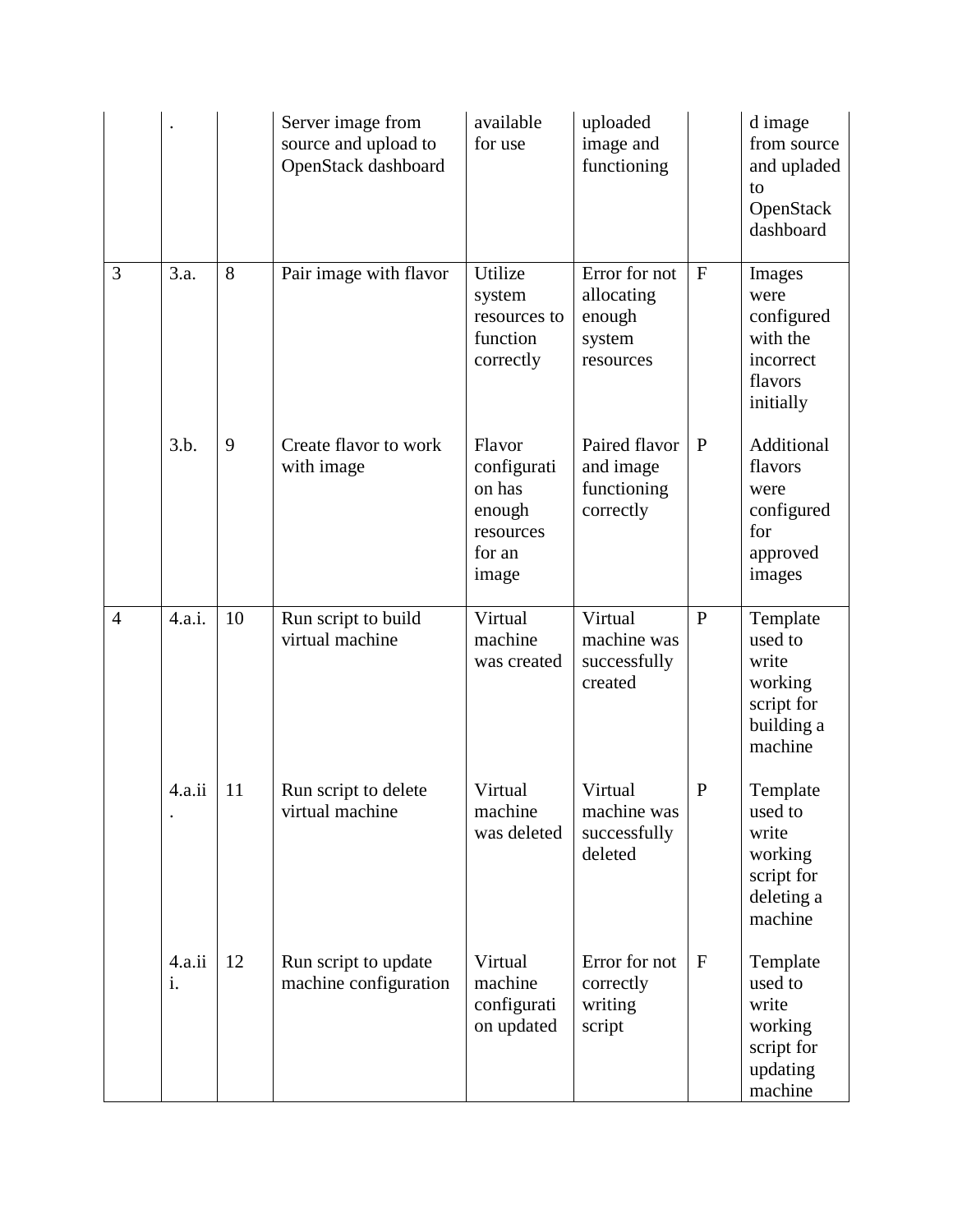| | . | | Server image from source and upload to OpenStack dashboard | available for use | uploaded image and functioning | | d image from source and upladed to OpenStack dashboard |
|---|---|---|---|---|---|---|---|
| 3 | 3.a. | 8 | Pair image with flavor | Utilize system resources to function correctly | Error for not allocating enough system resources | F | Images were configured with the incorrect flavors initially |
| | 3.b. | 9 | Create flavor to work with image | Flavor configuration has enough resources for an image | Paired flavor and image functioning correctly | P | Additional flavors were configured for approved images |
| 4 | 4.a.i. | 10 | Run script to build virtual machine | Virtual machine was created | Virtual machine was successfully created | P | Template used to write working script for building a machine |
| | 4.a.ii. | 11 | Run script to delete virtual machine | Virtual machine was deleted | Virtual machine was successfully deleted | P | Template used to write working script for deleting a machine |
| | 4.a.iii. | 12 | Run script to update machine configuration | Virtual machine configuration updated | Error for not correctly writing script | F | Template used to write working script for updating machine |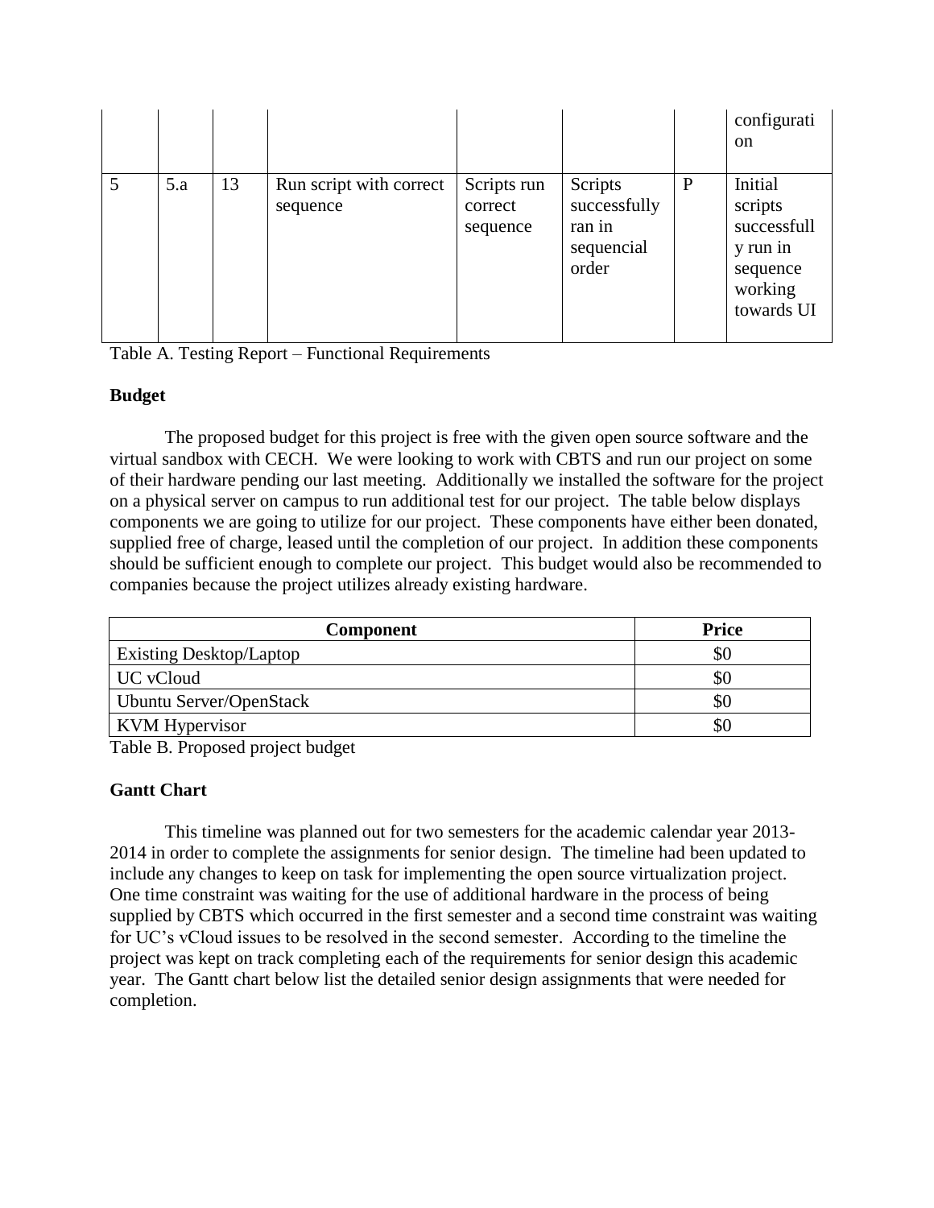| | | | | | | | configuration |
|---|---|---|---|---|---|---|---|
| 5 | 5.a | 13 | Run script with correct sequence | Scripts run correct sequence | Scripts successfully ran in sequencial order | P | Initial scripts successfully run in sequence working towards UI |

Table A. Testing Report – Functional Requirements

**Budget**

The proposed budget for this project is free with the given open source software and the virtual sandbox with CECH. We were looking to work with CBTS and run our project on some of their hardware pending our last meeting. Additionally we installed the software for the project on a physical server on campus to run additional test for our project. The table below displays components we are going to utilize for our project. These components have either been donated, supplied free of charge, leased until the completion of our project. In addition these components should be sufficient enough to complete our project. This budget would also be recommended to companies because the project utilizes already existing hardware.

| Component | Price |
|---|---|
| Existing Desktop/Laptop | $0 |
| UC vCloud | $0 |
| Ubuntu Server/OpenStack | $0 |
| KVM Hypervisor | $0 |

Table B. Proposed project budget

**Gantt Chart**

This timeline was planned out for two semesters for the academic calendar year 2013-2014 in order to complete the assignments for senior design. The timeline had been updated to include any changes to keep on task for implementing the open source virtualization project. One time constraint was waiting for the use of additional hardware in the process of being supplied by CBTS which occurred in the first semester and a second time constraint was waiting for UC's vCloud issues to be resolved in the second semester. According to the timeline the project was kept on track completing each of the requirements for senior design this academic year. The Gantt chart below list the detailed senior design assignments that were needed for completion.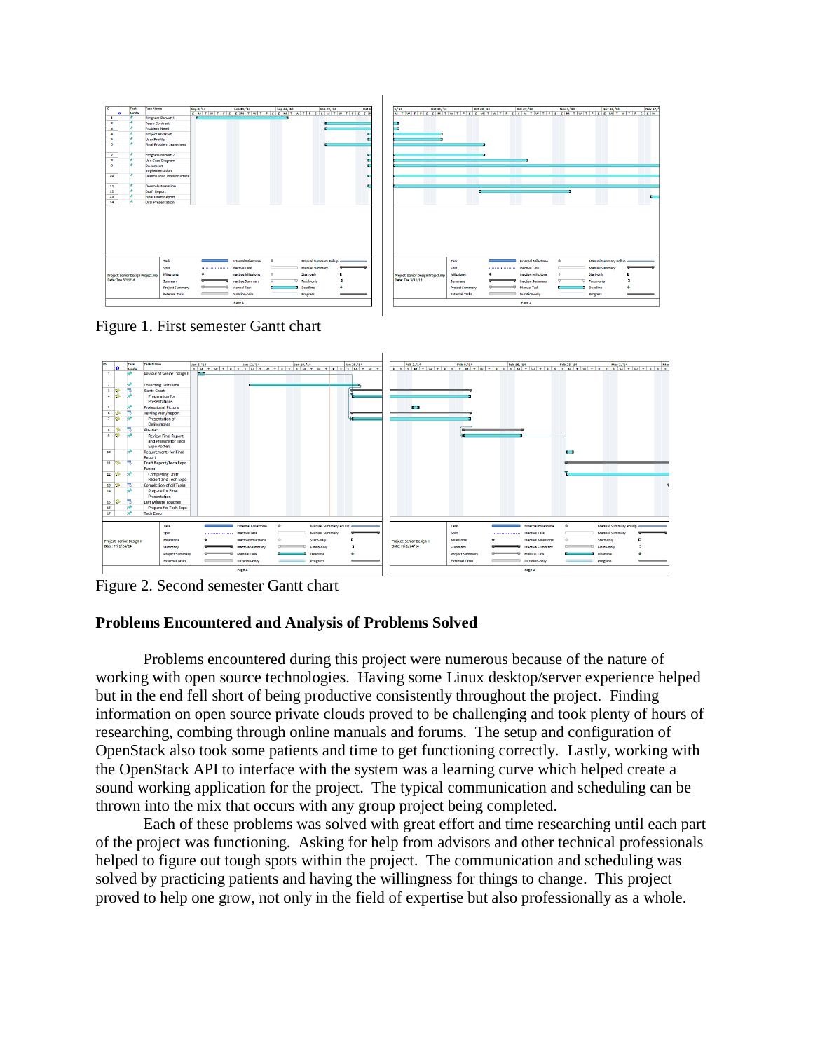Figure 1. First semester Gantt chart

Figure 2. Second semester Gantt chart

**Problems Encountered and Analysis of Problems Solved**

Problems encountered during this project were numerous because of the nature of working with open source technologies. Having some Linux desktop/server experience helped but in the end fell short of being productive consistently throughout the project. Finding information on open source private clouds proved to be challenging and took plenty of hours of researching, combing through online manuals and forums. The setup and configuration of OpenStack also took some patients and time to get functioning correctly. Lastly, working with the OpenStack API to interface with the system was a learning curve which helped create a sound working application for the project. The typical communication and scheduling can be thrown into the mix that occurs with any group project being completed.

Each of these problems was solved with great effort and time researching until each part of the project was functioning. Asking for help from advisors and other technical professionals helped to figure out tough spots within the project. The communication and scheduling was solved by practicing patients and having the willingness for things to change. This project proved to help one grow, not only in the field of expertise but also professionally as a whole.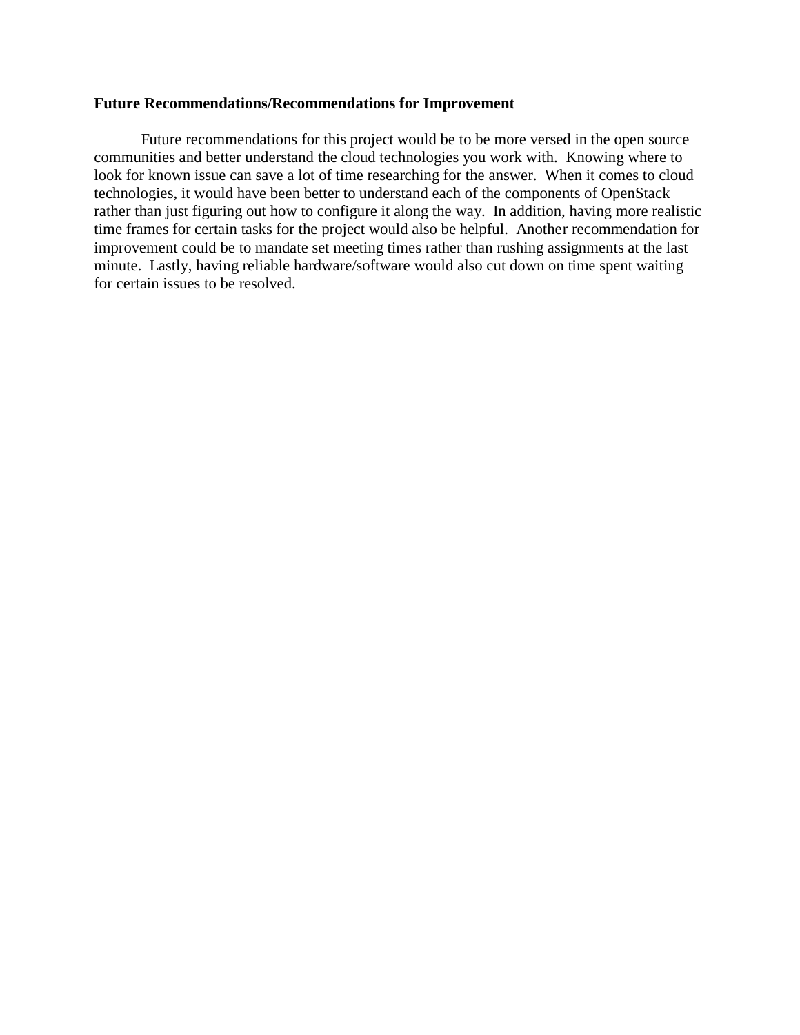**Future Recommendations/Recommendations for Improvement**

Future recommendations for this project would be to be more versed in the open source communities and better understand the cloud technologies you work with. Knowing where to look for known issue can save a lot of time researching for the answer. When it comes to cloud technologies, it would have been better to understand each of the components of OpenStack rather than just figuring out how to configure it along the way. In addition, having more realistic time frames for certain tasks for the project would also be helpful. Another recommendation for improvement could be to mandate set meeting times rather than rushing assignments at the last minute. Lastly, having reliable hardware/software would also cut down on time spent waiting for certain issues to be resolved.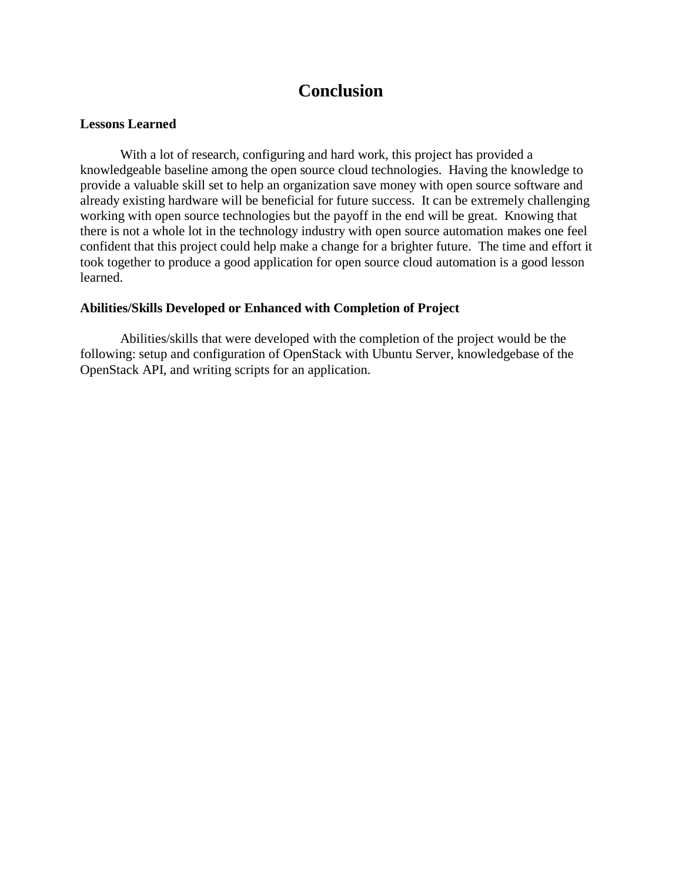# Conclusion

**Lessons Learned**

With a lot of research, configuring and hard work, this project has provided a knowledgeable baseline among the open source cloud technologies. Having the knowledge to provide a valuable skill set to help an organization save money with open source software and already existing hardware will be beneficial for future success. It can be extremely challenging working with open source technologies but the payoff in the end will be great. Knowing that there is not a whole lot in the technology industry with open source automation makes one feel confident that this project could help make a change for a brighter future. The time and effort it took together to produce a good application for open source cloud automation is a good lesson learned.

**Abilities/Skills Developed or Enhanced with Completion of Project**

Abilities/skills that were developed with the completion of the project would be the following: setup and configuration of OpenStack with Ubuntu Server, knowledgebase of the OpenStack API, and writing scripts for an application.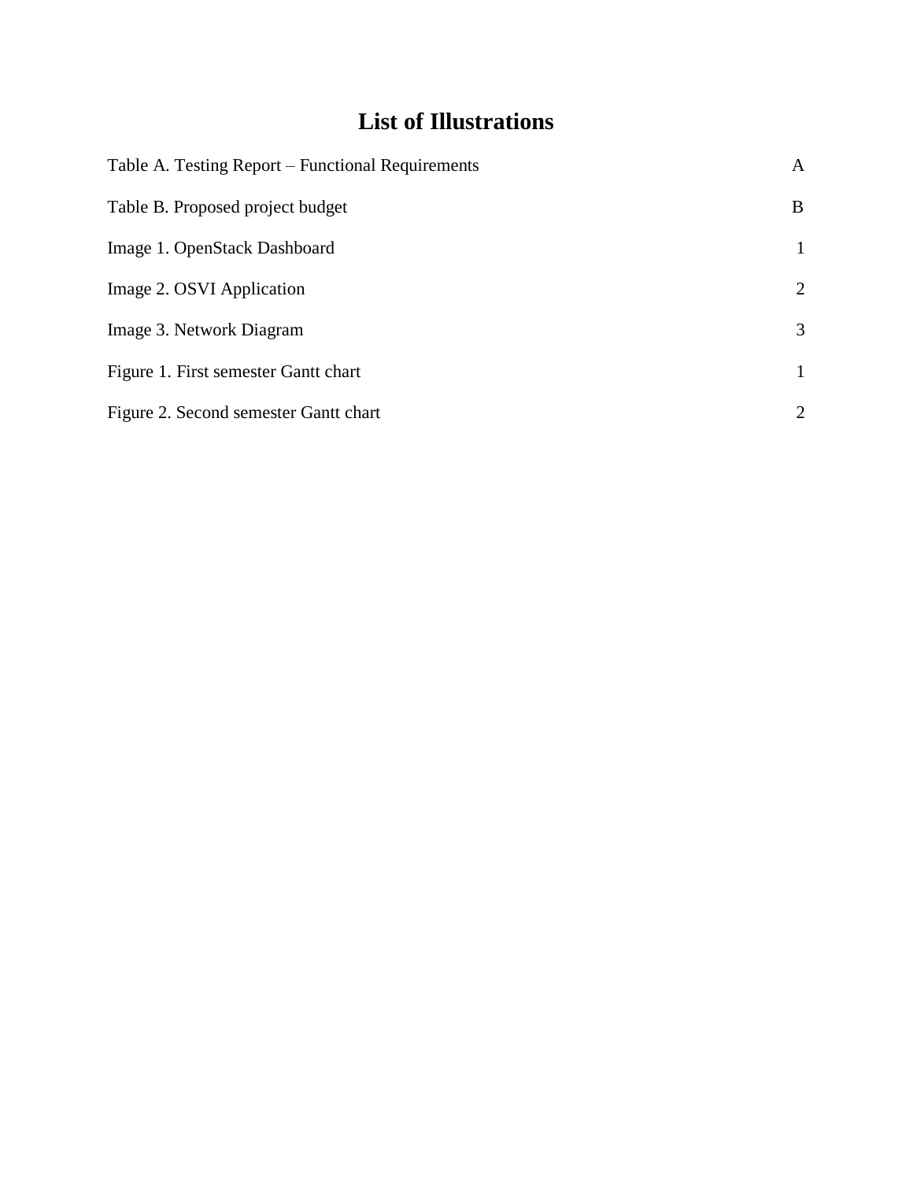# List of Illustrations

| | |
|---|---|
| Table A. Testing Report – Functional Requirements | A |
| Table B. Proposed project budget | B |
| Image 1. OpenStack Dashboard | 1 |
| Image 2. OSVI Application | 2 |
| Image 3. Network Diagram | 3 |
| Figure 1. First semester Gantt chart | 1 |
| Figure 2. Second semester Gantt chart | 2 |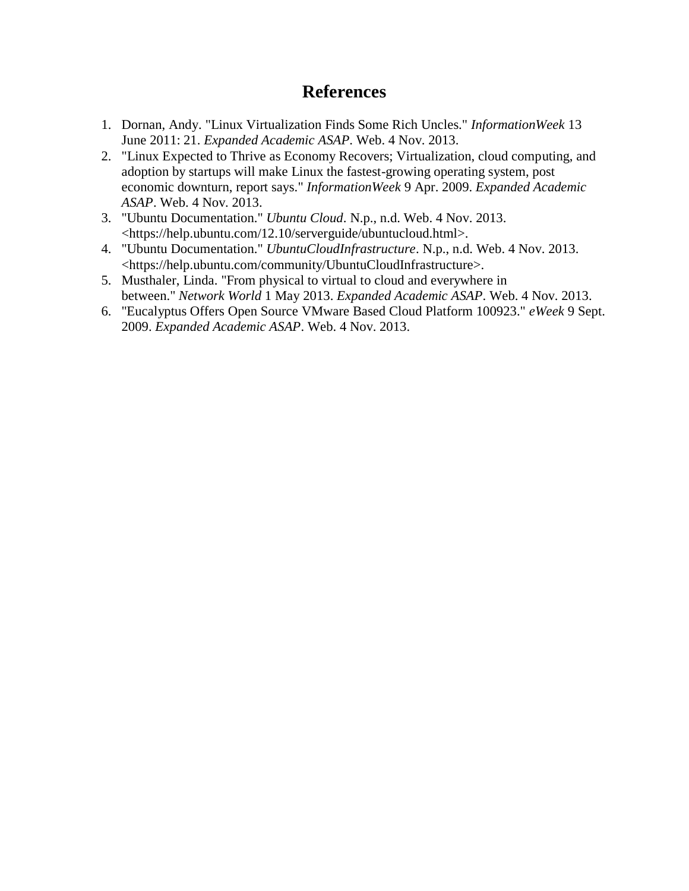# References

1. Dornan, Andy. "Linux Virtualization Finds Some Rich Uncles." *InformationWeek* 13 June 2011: 21. *Expanded Academic ASAP*. Web. 4 Nov. 2013.
2. "Linux Expected to Thrive as Economy Recovers; Virtualization, cloud computing, and adoption by startups will make Linux the fastest-growing operating system, post economic downturn, report says." *InformationWeek* 9 Apr. 2009. *Expanded Academic ASAP*. Web. 4 Nov. 2013.
3. "Ubuntu Documentation." *Ubuntu Cloud*. N.p., n.d. Web. 4 Nov. 2013. <https://help.ubuntu.com/12.10/serverguide/ubuntucloud.html>.
4. "Ubuntu Documentation." *UbuntuCloudInfrastructure*. N.p., n.d. Web. 4 Nov. 2013. <https://help.ubuntu.com/community/UbuntuCloudInfrastructure>.
5. Musthaler, Linda. "From physical to virtual to cloud and everywhere in between." *Network World* 1 May 2013. *Expanded Academic ASAP*. Web. 4 Nov. 2013.
6. "Eucalyptus Offers Open Source VMware Based Cloud Platform 100923." *eWeek* 9 Sept. 2009. *Expanded Academic ASAP*. Web. 4 Nov. 2013.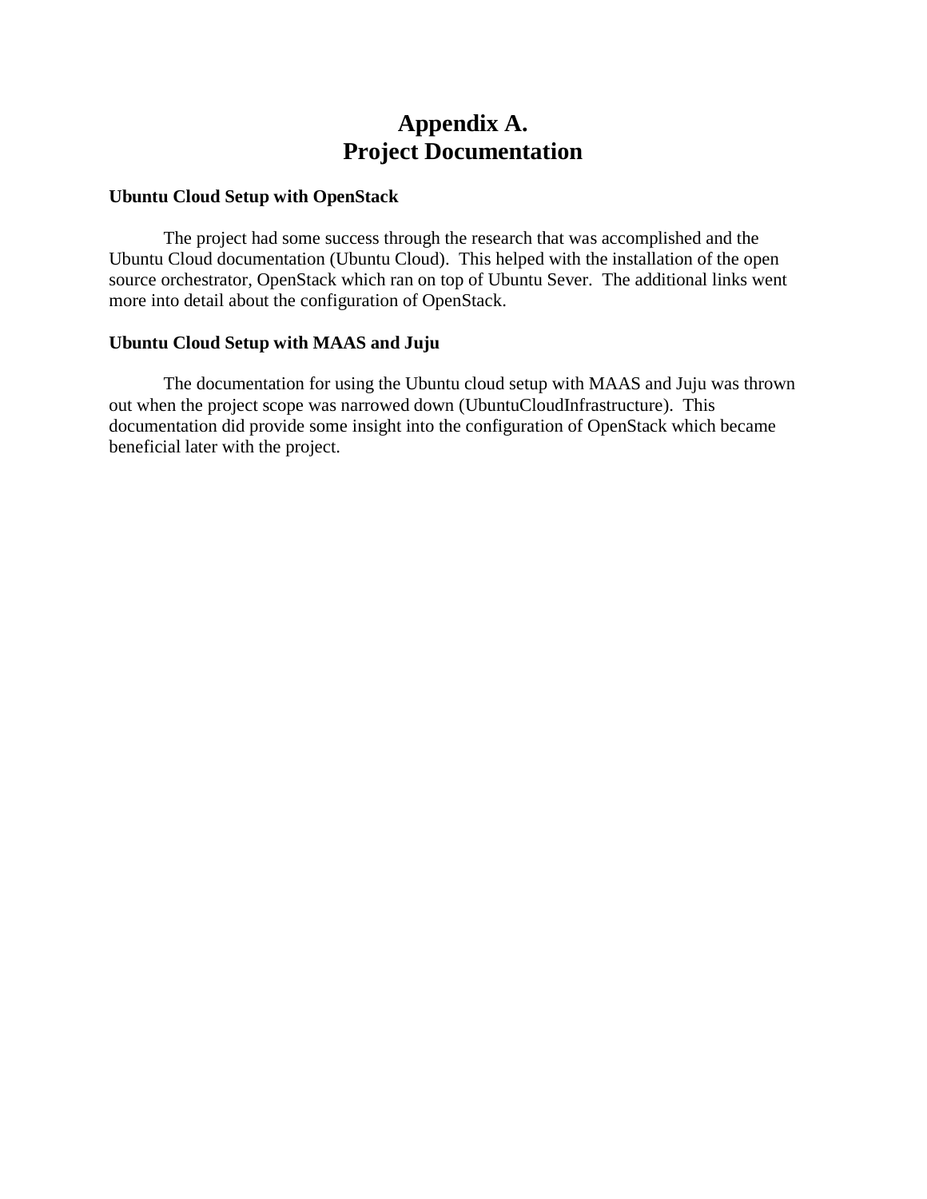# Appendix A.
# Project Documentation

**Ubuntu Cloud Setup with OpenStack**

The project had some success through the research that was accomplished and the Ubuntu Cloud documentation (Ubuntu Cloud). This helped with the installation of the open source orchestrator, OpenStack which ran on top of Ubuntu Sever. The additional links went more into detail about the configuration of OpenStack.

**Ubuntu Cloud Setup with MAAS and Juju**

The documentation for using the Ubuntu cloud setup with MAAS and Juju was thrown out when the project scope was narrowed down (UbuntuCloudInfrastructure). This documentation did provide some insight into the configuration of OpenStack which became beneficial later with the project.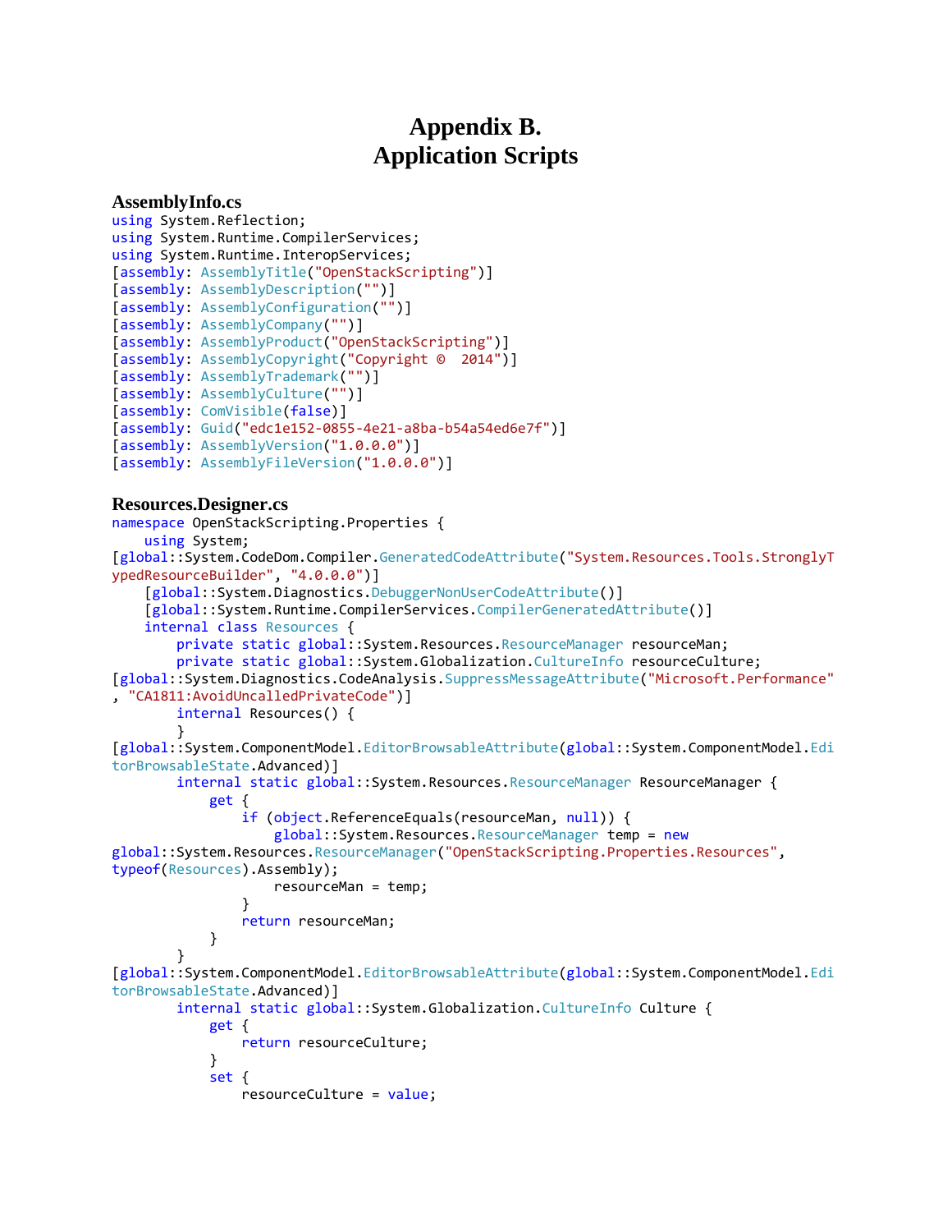# Appendix B.
# Application Scripts

### AssemblyInfo.cs

```
using System.Reflection;
using System.Runtime.CompilerServices;
using System.Runtime.InteropServices;
[assembly: AssemblyTitle("OpenStackScripting")]
[assembly: AssemblyDescription("")]
[assembly: AssemblyConfiguration("")]
[assembly: AssemblyCompany("")]
[assembly: AssemblyProduct("OpenStackScripting")]
[assembly: AssemblyCopyright("Copyright ©  2014")]
[assembly: AssemblyTrademark("")]
[assembly: AssemblyCulture("")]
[assembly: ComVisible(false)]
[assembly: Guid("edc1e152-0855-4e21-a8ba-b54a54ed6e7f")]
[assembly: AssemblyVersion("1.0.0.0")]
[assembly: AssemblyFileVersion("1.0.0.0")]
```

### Resources.Designer.cs

```
namespace OpenStackScripting.Properties {
    using System;
[global::System.CodeDom.Compiler.GeneratedCodeAttribute("System.Resources.Tools.StronglyTypedResourceBuilder", "4.0.0.0")]
    [global::System.Diagnostics.DebuggerNonUserCodeAttribute()]
    [global::System.Runtime.CompilerServices.CompilerGeneratedAttribute()]
    internal class Resources {
        private static global::System.Resources.ResourceManager resourceMan;
        private static global::System.Globalization.CultureInfo resourceCulture;
[global::System.Diagnostics.CodeAnalysis.SuppressMessageAttribute("Microsoft.Performance", "CA1811:AvoidUncalledPrivateCode")]
        internal Resources() {
        }
[global::System.ComponentModel.EditorBrowsableAttribute(global::System.ComponentModel.EditorBrowsableState.Advanced)]
        internal static global::System.Resources.ResourceManager ResourceManager {
            get {
                if (object.ReferenceEquals(resourceMan, null)) {
                    global::System.Resources.ResourceManager temp = new
global::System.Resources.ResourceManager("OpenStackScripting.Properties.Resources",
typeof(Resources).Assembly);
                    resourceMan = temp;
                }
                return resourceMan;
            }
        }
[global::System.ComponentModel.EditorBrowsableAttribute(global::System.ComponentModel.EditorBrowsableState.Advanced)]
        internal static global::System.Globalization.CultureInfo Culture {
            get {
                return resourceCulture;
            }
            set {
                resourceCulture = value;
```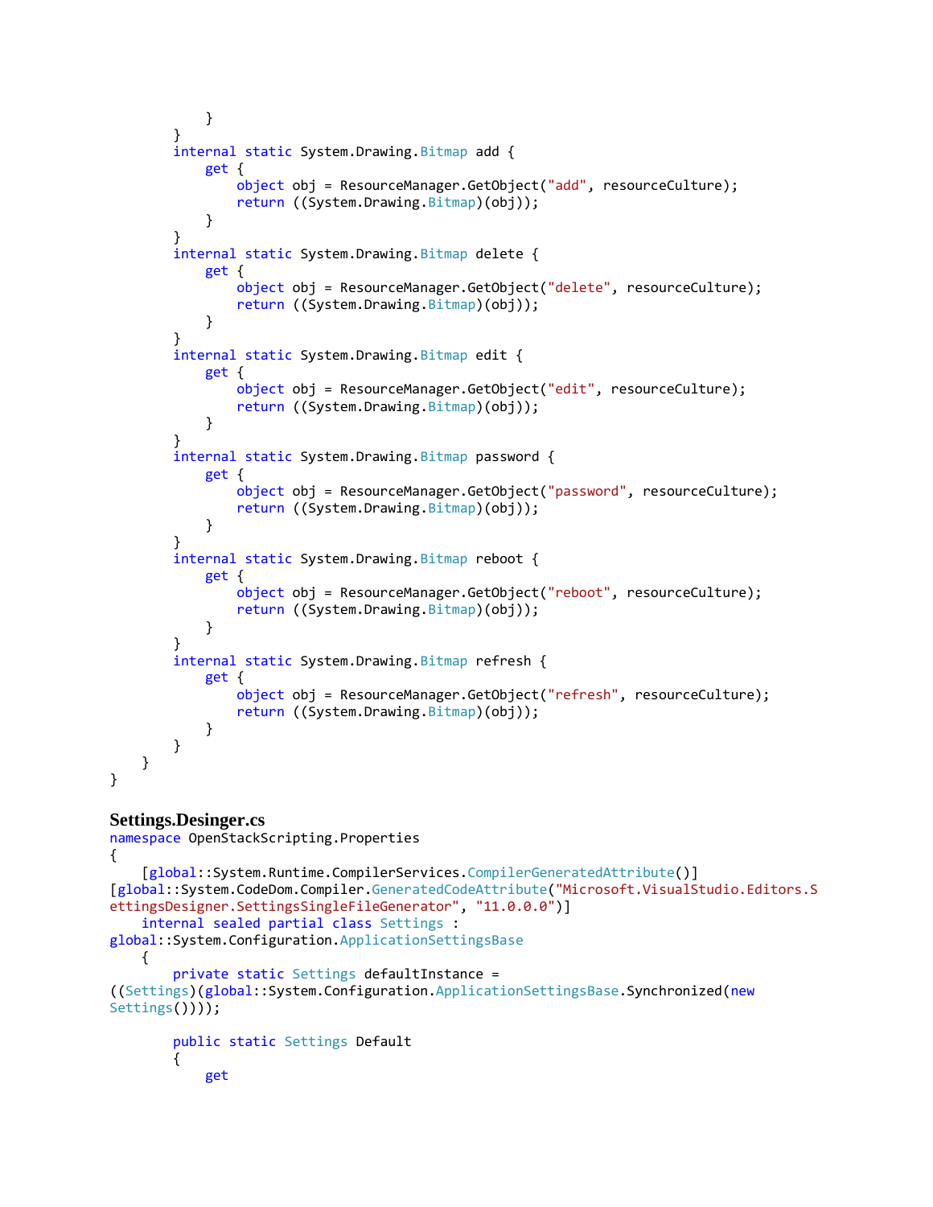```
            }
        }
        internal static System.Drawing.Bitmap add {
            get {
                object obj = ResourceManager.GetObject("add", resourceCulture);
                return ((System.Drawing.Bitmap)(obj));
            }
        }
        internal static System.Drawing.Bitmap delete {
            get {
                object obj = ResourceManager.GetObject("delete", resourceCulture);
                return ((System.Drawing.Bitmap)(obj));
            }
        }
        internal static System.Drawing.Bitmap edit {
            get {
                object obj = ResourceManager.GetObject("edit", resourceCulture);
                return ((System.Drawing.Bitmap)(obj));
            }
        }
        internal static System.Drawing.Bitmap password {
            get {
                object obj = ResourceManager.GetObject("password", resourceCulture);
                return ((System.Drawing.Bitmap)(obj));
            }
        }
        internal static System.Drawing.Bitmap reboot {
            get {
                object obj = ResourceManager.GetObject("reboot", resourceCulture);
                return ((System.Drawing.Bitmap)(obj));
            }
        }
        internal static System.Drawing.Bitmap refresh {
            get {
                object obj = ResourceManager.GetObject("refresh", resourceCulture);
                return ((System.Drawing.Bitmap)(obj));
            }
        }
    }
}
```

**Settings.Desinger.cs**

```
namespace OpenStackScripting.Properties
{
    [global::System.Runtime.CompilerServices.CompilerGeneratedAttribute()]
[global::System.CodeDom.Compiler.GeneratedCodeAttribute("Microsoft.VisualStudio.Editors.SettingsDesigner.SettingsSingleFileGenerator", "11.0.0.0")]
    internal sealed partial class Settings :
global::System.Configuration.ApplicationSettingsBase
    {
        private static Settings defaultInstance =
((Settings)(global::System.Configuration.ApplicationSettingsBase.Synchronized(new
Settings())));

        public static Settings Default
        {
            get
```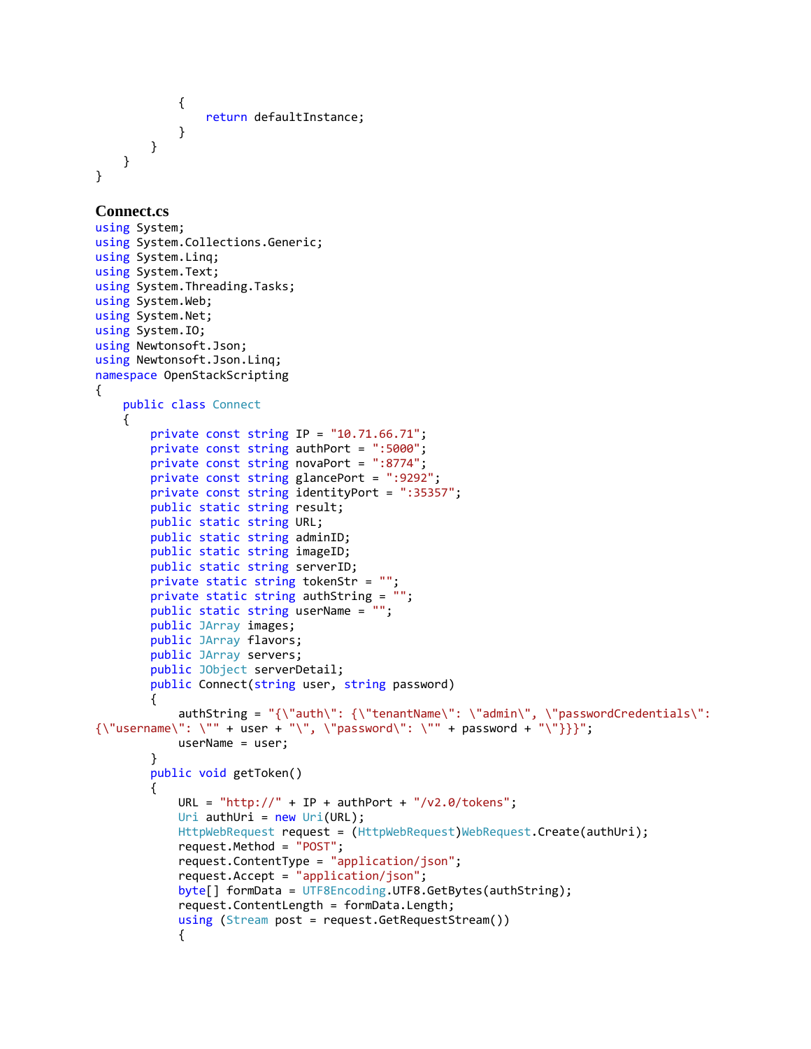```
            {
                return defaultInstance;
            }
        }
    }
}
```

**Connect.cs**

```
using System;
using System.Collections.Generic;
using System.Linq;
using System.Text;
using System.Threading.Tasks;
using System.Web;
using System.Net;
using System.IO;
using Newtonsoft.Json;
using Newtonsoft.Json.Linq;
namespace OpenStackScripting
{
    public class Connect
    {
        private const string IP = "10.71.66.71";
        private const string authPort = ":5000";
        private const string novaPort = ":8774";
        private const string glancePort = ":9292";
        private const string identityPort = ":35357";
        public static string result;
        public static string URL;
        public static string adminID;
        public static string imageID;
        public static string serverID;
        private static string tokenStr = "";
        private static string authString = "";
        public static string userName = "";
        public JArray images;
        public JArray flavors;
        public JArray servers;
        public JObject serverDetail;
        public Connect(string user, string password)
        {
            authString = "{\"auth\": {\"tenantName\": \"admin\", \"passwordCredentials\": 
{\"username\": \"" + user + "\", \"password\": \"" + password + "\"}}}";
            userName = user;
        }
        public void getToken()
        {
            URL = "http://" + IP + authPort + "/v2.0/tokens";
            Uri authUri = new Uri(URL);
            HttpWebRequest request = (HttpWebRequest)WebRequest.Create(authUri);
            request.Method = "POST";
            request.ContentType = "application/json";
            request.Accept = "application/json";
            byte[] formData = UTF8Encoding.UTF8.GetBytes(authString);
            request.ContentLength = formData.Length;
            using (Stream post = request.GetRequestStream())
            {
```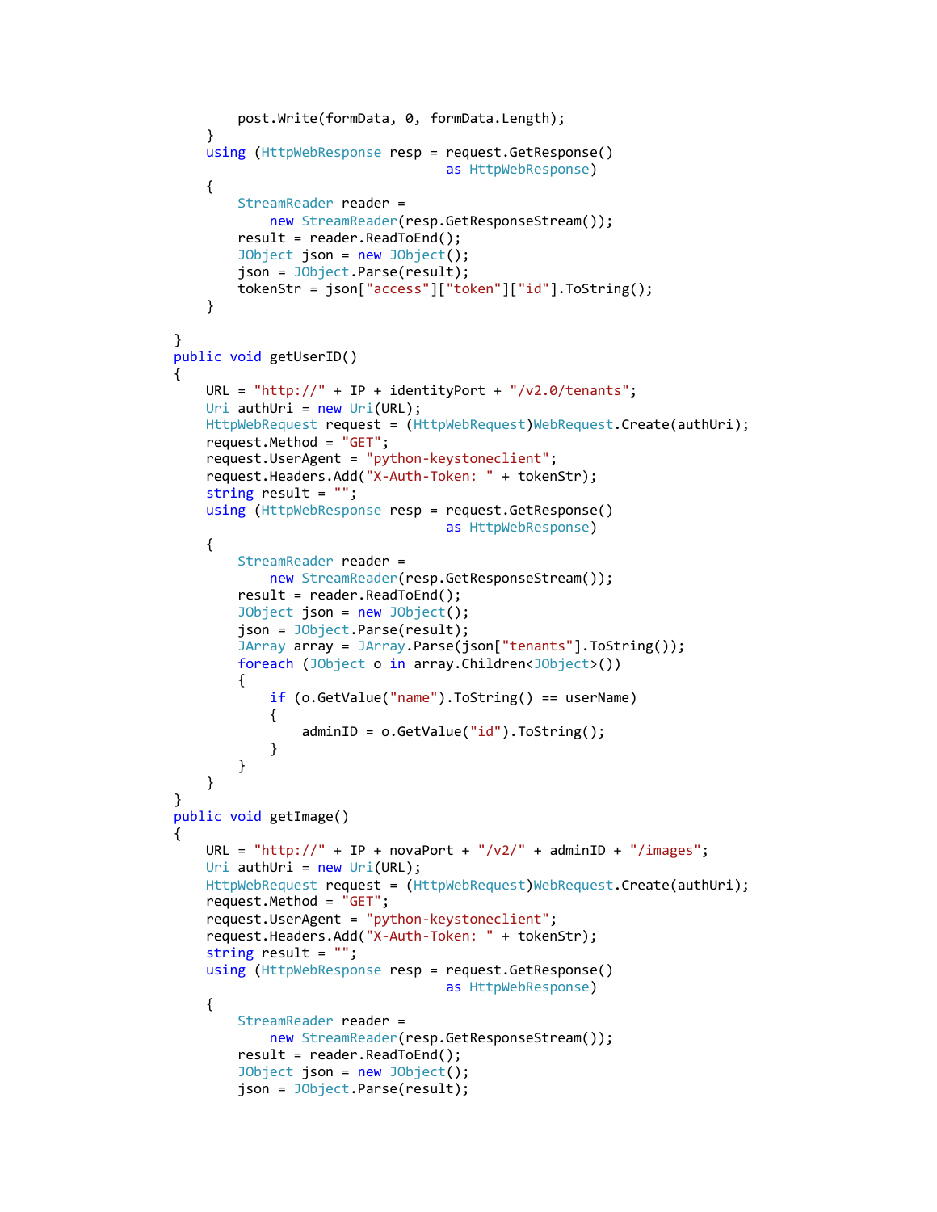```
            post.Write(formData, 0, formData.Length);
        }
        using (HttpWebResponse resp = request.GetResponse()
                                      as HttpWebResponse)
        {
            StreamReader reader =
                new StreamReader(resp.GetResponseStream());
            result = reader.ReadToEnd();
            JObject json = new JObject();
            json = JObject.Parse(result);
            tokenStr = json["access"]["token"]["id"].ToString();
        }

    }
    public void getUserID()
    {
        URL = "http://" + IP + identityPort + "/v2.0/tenants";
        Uri authUri = new Uri(URL);
        HttpWebRequest request = (HttpWebRequest)WebRequest.Create(authUri);
        request.Method = "GET";
        request.UserAgent = "python-keystoneclient";
        request.Headers.Add("X-Auth-Token: " + tokenStr);
        string result = "";
        using (HttpWebResponse resp = request.GetResponse()
                                      as HttpWebResponse)
        {
            StreamReader reader =
                new StreamReader(resp.GetResponseStream());
            result = reader.ReadToEnd();
            JObject json = new JObject();
            json = JObject.Parse(result);
            JArray array = JArray.Parse(json["tenants"].ToString());
            foreach (JObject o in array.Children<JObject>())
            {
                if (o.GetValue("name").ToString() == userName)
                {
                    adminID = o.GetValue("id").ToString();
                }
            }
        }
    }
    public void getImage()
    {
        URL = "http://" + IP + novaPort + "/v2/" + adminID + "/images";
        Uri authUri = new Uri(URL);
        HttpWebRequest request = (HttpWebRequest)WebRequest.Create(authUri);
        request.Method = "GET";
        request.UserAgent = "python-keystoneclient";
        request.Headers.Add("X-Auth-Token: " + tokenStr);
        string result = "";
        using (HttpWebResponse resp = request.GetResponse()
                                      as HttpWebResponse)
        {
            StreamReader reader =
                new StreamReader(resp.GetResponseStream());
            result = reader.ReadToEnd();
            JObject json = new JObject();
            json = JObject.Parse(result);
```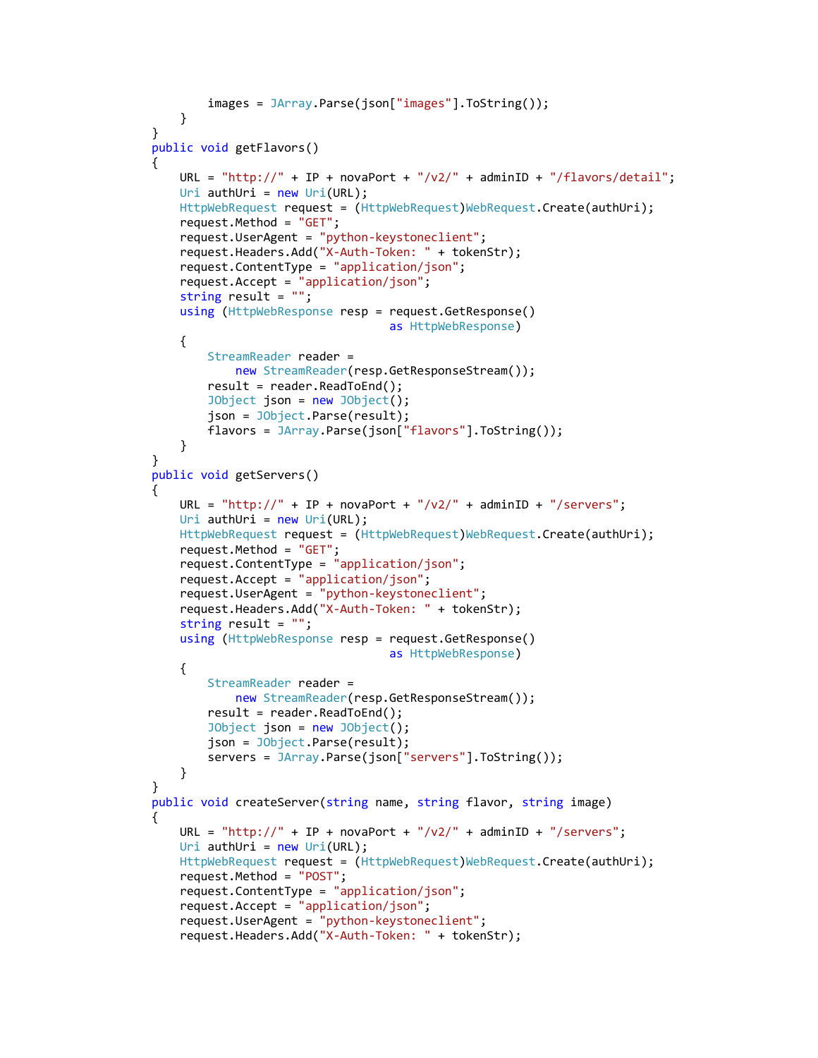```
            images = JArray.Parse(json["images"].ToString());
        }
    }
    public void getFlavors()
    {
        URL = "http://" + IP + novaPort + "/v2/" + adminID + "/flavors/detail";
        Uri authUri = new Uri(URL);
        HttpWebRequest request = (HttpWebRequest)WebRequest.Create(authUri);
        request.Method = "GET";
        request.UserAgent = "python-keystoneclient";
        request.Headers.Add("X-Auth-Token: " + tokenStr);
        request.ContentType = "application/json";
        request.Accept = "application/json";
        string result = "";
        using (HttpWebResponse resp = request.GetResponse()
                                      as HttpWebResponse)
        {
            StreamReader reader =
                new StreamReader(resp.GetResponseStream());
            result = reader.ReadToEnd();
            JObject json = new JObject();
            json = JObject.Parse(result);
            flavors = JArray.Parse(json["flavors"].ToString());
        }
    }
    public void getServers()
    {
        URL = "http://" + IP + novaPort + "/v2/" + adminID + "/servers";
        Uri authUri = new Uri(URL);
        HttpWebRequest request = (HttpWebRequest)WebRequest.Create(authUri);
        request.Method = "GET";
        request.ContentType = "application/json";
        request.Accept = "application/json";
        request.UserAgent = "python-keystoneclient";
        request.Headers.Add("X-Auth-Token: " + tokenStr);
        string result = "";
        using (HttpWebResponse resp = request.GetResponse()
                                      as HttpWebResponse)
        {
            StreamReader reader =
                new StreamReader(resp.GetResponseStream());
            result = reader.ReadToEnd();
            JObject json = new JObject();
            json = JObject.Parse(result);
            servers = JArray.Parse(json["servers"].ToString());
        }
    }
    public void createServer(string name, string flavor, string image)
    {
        URL = "http://" + IP + novaPort + "/v2/" + adminID + "/servers";
        Uri authUri = new Uri(URL);
        HttpWebRequest request = (HttpWebRequest)WebRequest.Create(authUri);
        request.Method = "POST";
        request.ContentType = "application/json";
        request.Accept = "application/json";
        request.UserAgent = "python-keystoneclient";
        request.Headers.Add("X-Auth-Token: " + tokenStr);
```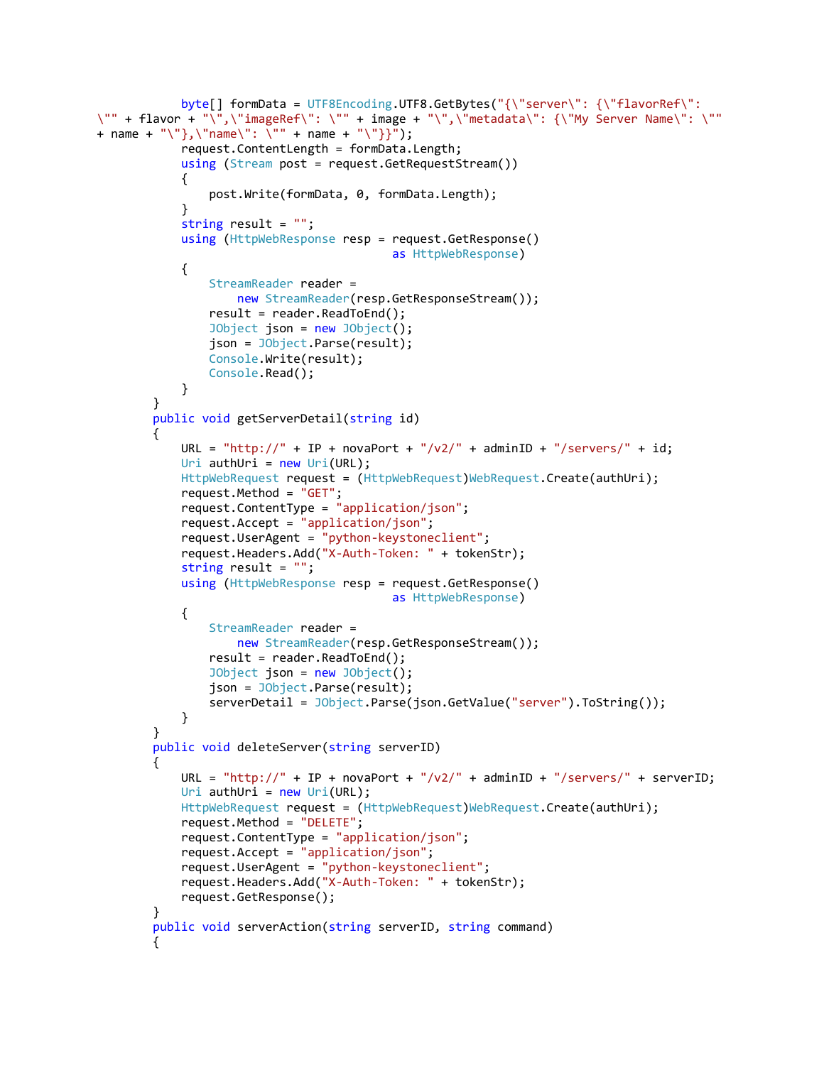```
            byte[] formData = UTF8Encoding.UTF8.GetBytes("{\"server\": {\"flavorRef\": 
\"" + flavor + "\",\"imageRef\": \"" + image + "\",\"metadata\": {\"My Server Name\": \"" 
+ name + "\"},\"name\": \"" + name + "\"}}");
            request.ContentLength = formData.Length;
            using (Stream post = request.GetRequestStream())
            {
                post.Write(formData, 0, formData.Length);
            }
            string result = "";
            using (HttpWebResponse resp = request.GetResponse()
                                          as HttpWebResponse)
            {
                StreamReader reader =
                    new StreamReader(resp.GetResponseStream());
                result = reader.ReadToEnd();
                JObject json = new JObject();
                json = JObject.Parse(result);
                Console.Write(result);
                Console.Read();
            }
        }
        public void getServerDetail(string id)
        {
            URL = "http://" + IP + novaPort + "/v2/" + adminID + "/servers/" + id;
            Uri authUri = new Uri(URL);
            HttpWebRequest request = (HttpWebRequest)WebRequest.Create(authUri);
            request.Method = "GET";
            request.ContentType = "application/json";
            request.Accept = "application/json";
            request.UserAgent = "python-keystoneclient";
            request.Headers.Add("X-Auth-Token: " + tokenStr);
            string result = "";
            using (HttpWebResponse resp = request.GetResponse()
                                          as HttpWebResponse)
            {
                StreamReader reader =
                    new StreamReader(resp.GetResponseStream());
                result = reader.ReadToEnd();
                JObject json = new JObject();
                json = JObject.Parse(result);
                serverDetail = JObject.Parse(json.GetValue("server").ToString());
            }
        }
        public void deleteServer(string serverID)
        {
            URL = "http://" + IP + novaPort + "/v2/" + adminID + "/servers/" + serverID;
            Uri authUri = new Uri(URL);
            HttpWebRequest request = (HttpWebRequest)WebRequest.Create(authUri);
            request.Method = "DELETE";
            request.ContentType = "application/json";
            request.Accept = "application/json";
            request.UserAgent = "python-keystoneclient";
            request.Headers.Add("X-Auth-Token: " + tokenStr);
            request.GetResponse();
        }
        public void serverAction(string serverID, string command)
        {
```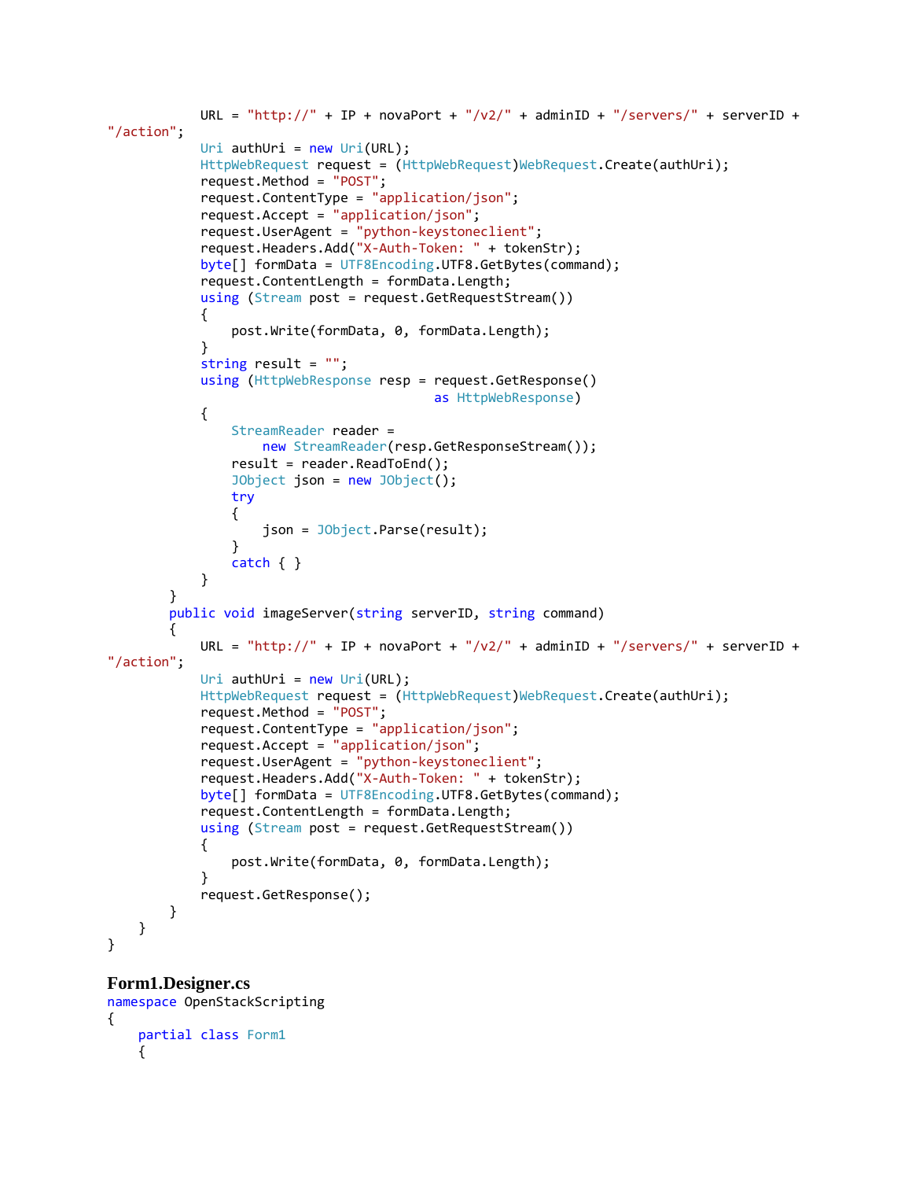```
            URL = "http://" + IP + novaPort + "/v2/" + adminID + "/servers/" + serverID +
"/action";
            Uri authUri = new Uri(URL);
            HttpWebRequest request = (HttpWebRequest)WebRequest.Create(authUri);
            request.Method = "POST";
            request.ContentType = "application/json";
            request.Accept = "application/json";
            request.UserAgent = "python-keystoneclient";
            request.Headers.Add("X-Auth-Token: " + tokenStr);
            byte[] formData = UTF8Encoding.UTF8.GetBytes(command);
            request.ContentLength = formData.Length;
            using (Stream post = request.GetRequestStream())
            {
                post.Write(formData, 0, formData.Length);
            }
            string result = "";
            using (HttpWebResponse resp = request.GetResponse()
                                          as HttpWebResponse)
            {
                StreamReader reader =
                    new StreamReader(resp.GetResponseStream());
                result = reader.ReadToEnd();
                JObject json = new JObject();
                try
                {
                    json = JObject.Parse(result);
                }
                catch { }
            }
        }
        public void imageServer(string serverID, string command)
        {
            URL = "http://" + IP + novaPort + "/v2/" + adminID + "/servers/" + serverID +
"/action";
            Uri authUri = new Uri(URL);
            HttpWebRequest request = (HttpWebRequest)WebRequest.Create(authUri);
            request.Method = "POST";
            request.ContentType = "application/json";
            request.Accept = "application/json";
            request.UserAgent = "python-keystoneclient";
            request.Headers.Add("X-Auth-Token: " + tokenStr);
            byte[] formData = UTF8Encoding.UTF8.GetBytes(command);
            request.ContentLength = formData.Length;
            using (Stream post = request.GetRequestStream())
            {
                post.Write(formData, 0, formData.Length);
            }
            request.GetResponse();
        }
    }
}
```

**Form1.Designer.cs**

```
namespace OpenStackScripting
{
    partial class Form1
    {
```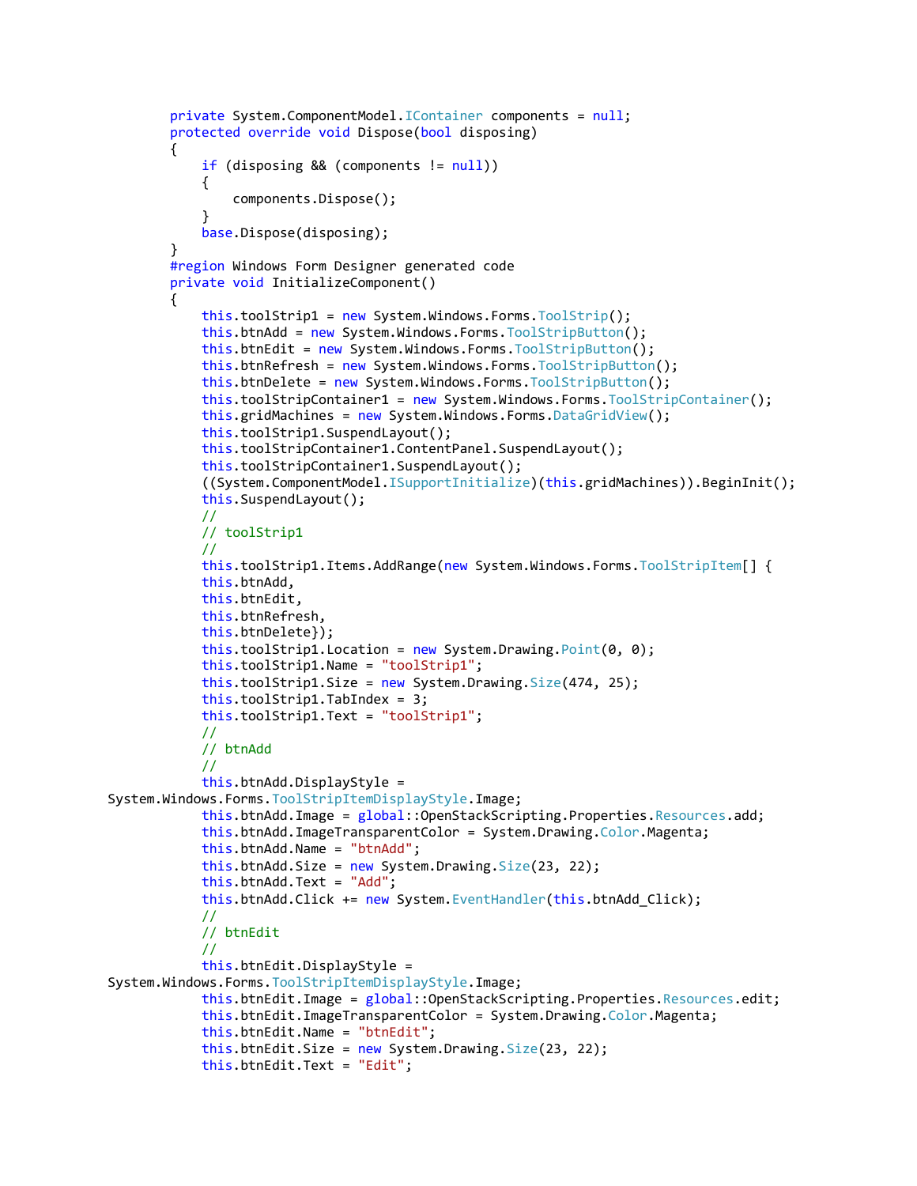```
        private System.ComponentModel.IContainer components = null;
        protected override void Dispose(bool disposing)
        {
            if (disposing && (components != null))
            {
                components.Dispose();
            }
            base.Dispose(disposing);
        }
        #region Windows Form Designer generated code
        private void InitializeComponent()
        {
            this.toolStrip1 = new System.Windows.Forms.ToolStrip();
            this.btnAdd = new System.Windows.Forms.ToolStripButton();
            this.btnEdit = new System.Windows.Forms.ToolStripButton();
            this.btnRefresh = new System.Windows.Forms.ToolStripButton();
            this.btnDelete = new System.Windows.Forms.ToolStripButton();
            this.toolStripContainer1 = new System.Windows.Forms.ToolStripContainer();
            this.gridMachines = new System.Windows.Forms.DataGridView();
            this.toolStrip1.SuspendLayout();
            this.toolStripContainer1.ContentPanel.SuspendLayout();
            this.toolStripContainer1.SuspendLayout();
            ((System.ComponentModel.ISupportInitialize)(this.gridMachines)).BeginInit();
            this.SuspendLayout();
            //
            // toolStrip1
            //
            this.toolStrip1.Items.AddRange(new System.Windows.Forms.ToolStripItem[] {
            this.btnAdd,
            this.btnEdit,
            this.btnRefresh,
            this.btnDelete});
            this.toolStrip1.Location = new System.Drawing.Point(0, 0);
            this.toolStrip1.Name = "toolStrip1";
            this.toolStrip1.Size = new System.Drawing.Size(474, 25);
            this.toolStrip1.TabIndex = 3;
            this.toolStrip1.Text = "toolStrip1";
            //
            // btnAdd
            //
            this.btnAdd.DisplayStyle =
    System.Windows.Forms.ToolStripItemDisplayStyle.Image;
            this.btnAdd.Image = global::OpenStackScripting.Properties.Resources.add;
            this.btnAdd.ImageTransparentColor = System.Drawing.Color.Magenta;
            this.btnAdd.Name = "btnAdd";
            this.btnAdd.Size = new System.Drawing.Size(23, 22);
            this.btnAdd.Text = "Add";
            this.btnAdd.Click += new System.EventHandler(this.btnAdd_Click);
            //
            // btnEdit
            //
            this.btnEdit.DisplayStyle =
    System.Windows.Forms.ToolStripItemDisplayStyle.Image;
            this.btnEdit.Image = global::OpenStackScripting.Properties.Resources.edit;
            this.btnEdit.ImageTransparentColor = System.Drawing.Color.Magenta;
            this.btnEdit.Name = "btnEdit";
            this.btnEdit.Size = new System.Drawing.Size(23, 22);
            this.btnEdit.Text = "Edit";
```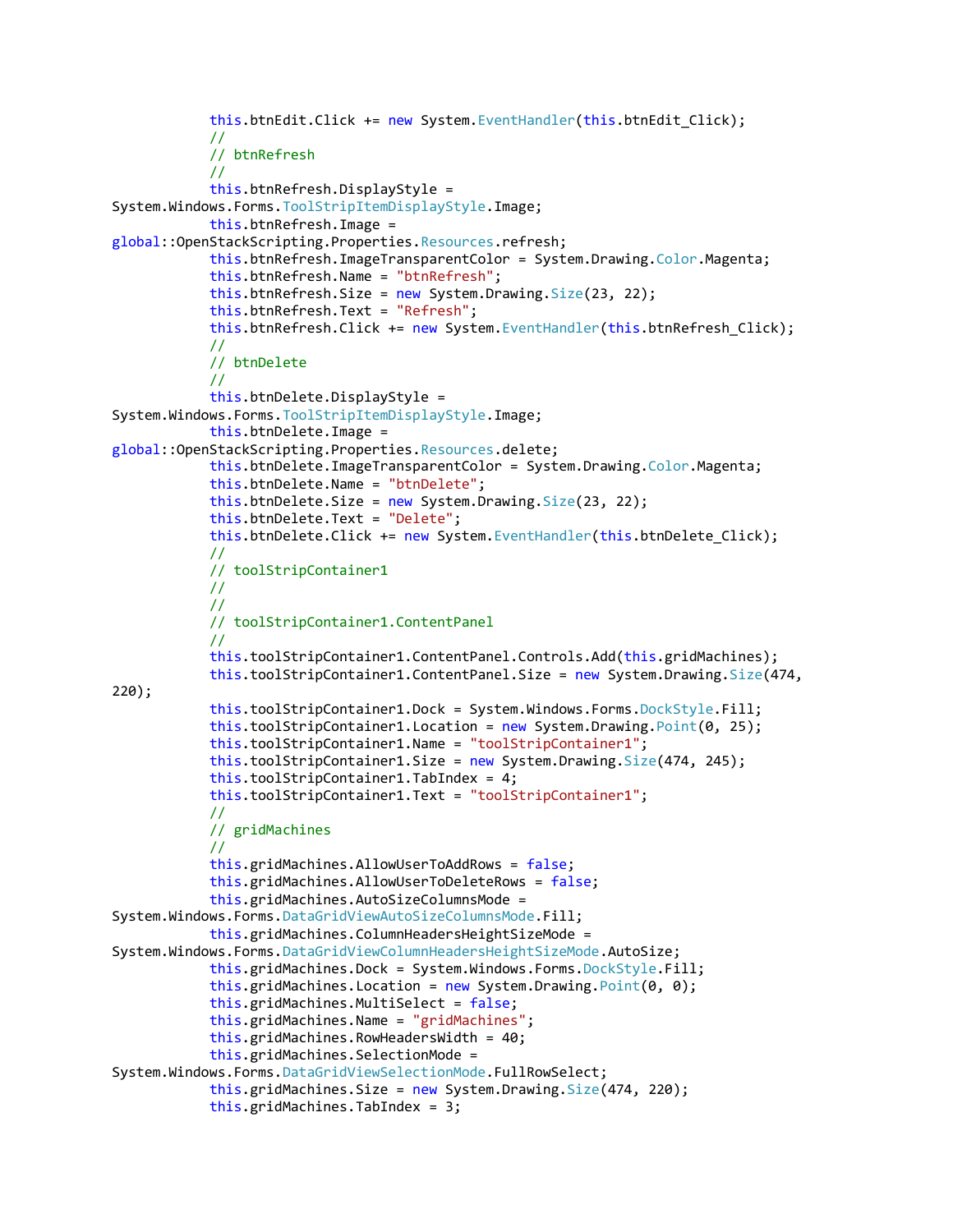```
            this.btnEdit.Click += new System.EventHandler(this.btnEdit_Click);
            //
            // btnRefresh
            //
            this.btnRefresh.DisplayStyle =
System.Windows.Forms.ToolStripItemDisplayStyle.Image;
            this.btnRefresh.Image =
global::OpenStackScripting.Properties.Resources.refresh;
            this.btnRefresh.ImageTransparentColor = System.Drawing.Color.Magenta;
            this.btnRefresh.Name = "btnRefresh";
            this.btnRefresh.Size = new System.Drawing.Size(23, 22);
            this.btnRefresh.Text = "Refresh";
            this.btnRefresh.Click += new System.EventHandler(this.btnRefresh_Click);
            //
            // btnDelete
            //
            this.btnDelete.DisplayStyle =
System.Windows.Forms.ToolStripItemDisplayStyle.Image;
            this.btnDelete.Image =
global::OpenStackScripting.Properties.Resources.delete;
            this.btnDelete.ImageTransparentColor = System.Drawing.Color.Magenta;
            this.btnDelete.Name = "btnDelete";
            this.btnDelete.Size = new System.Drawing.Size(23, 22);
            this.btnDelete.Text = "Delete";
            this.btnDelete.Click += new System.EventHandler(this.btnDelete_Click);
            //
            // toolStripContainer1
            //
            //
            // toolStripContainer1.ContentPanel
            //
            this.toolStripContainer1.ContentPanel.Controls.Add(this.gridMachines);
            this.toolStripContainer1.ContentPanel.Size = new System.Drawing.Size(474,
220);
            this.toolStripContainer1.Dock = System.Windows.Forms.DockStyle.Fill;
            this.toolStripContainer1.Location = new System.Drawing.Point(0, 25);
            this.toolStripContainer1.Name = "toolStripContainer1";
            this.toolStripContainer1.Size = new System.Drawing.Size(474, 245);
            this.toolStripContainer1.TabIndex = 4;
            this.toolStripContainer1.Text = "toolStripContainer1";
            //
            // gridMachines
            //
            this.gridMachines.AllowUserToAddRows = false;
            this.gridMachines.AllowUserToDeleteRows = false;
            this.gridMachines.AutoSizeColumnsMode =
System.Windows.Forms.DataGridViewAutoSizeColumnsMode.Fill;
            this.gridMachines.ColumnHeadersHeightSizeMode =
System.Windows.Forms.DataGridViewColumnHeadersHeightSizeMode.AutoSize;
            this.gridMachines.Dock = System.Windows.Forms.DockStyle.Fill;
            this.gridMachines.Location = new System.Drawing.Point(0, 0);
            this.gridMachines.MultiSelect = false;
            this.gridMachines.Name = "gridMachines";
            this.gridMachines.RowHeadersWidth = 40;
            this.gridMachines.SelectionMode =
System.Windows.Forms.DataGridViewSelectionMode.FullRowSelect;
            this.gridMachines.Size = new System.Drawing.Size(474, 220);
            this.gridMachines.TabIndex = 3;
```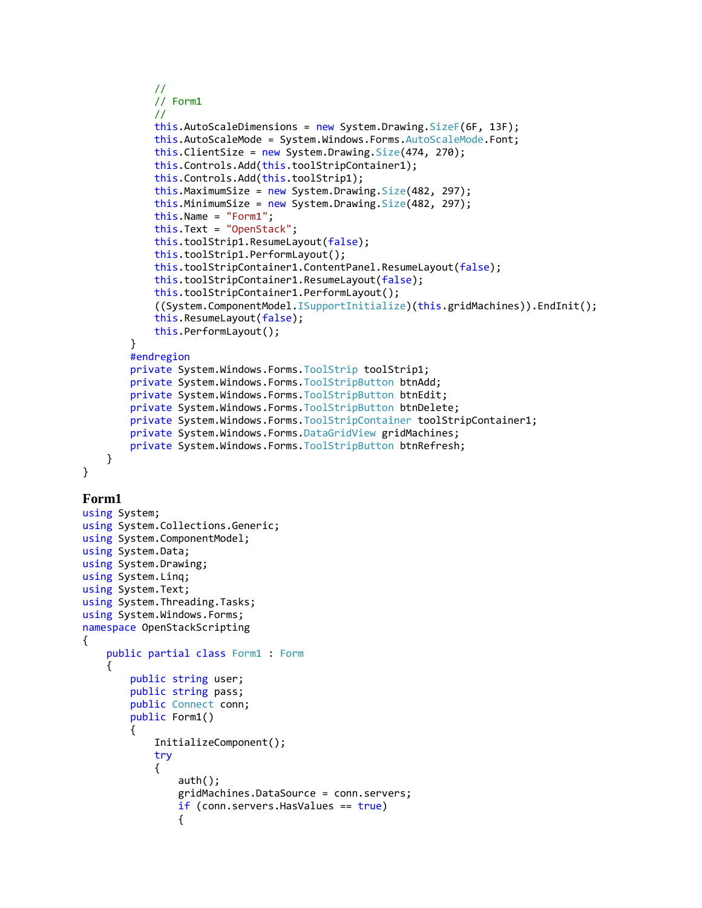```
            //
            // Form1
            //
            this.AutoScaleDimensions = new System.Drawing.SizeF(6F, 13F);
            this.AutoScaleMode = System.Windows.Forms.AutoScaleMode.Font;
            this.ClientSize = new System.Drawing.Size(474, 270);
            this.Controls.Add(this.toolStripContainer1);
            this.Controls.Add(this.toolStrip1);
            this.MaximumSize = new System.Drawing.Size(482, 297);
            this.MinimumSize = new System.Drawing.Size(482, 297);
            this.Name = "Form1";
            this.Text = "OpenStack";
            this.toolStrip1.ResumeLayout(false);
            this.toolStrip1.PerformLayout();
            this.toolStripContainer1.ContentPanel.ResumeLayout(false);
            this.toolStripContainer1.ResumeLayout(false);
            this.toolStripContainer1.PerformLayout();
            ((System.ComponentModel.ISupportInitialize)(this.gridMachines)).EndInit();
            this.ResumeLayout(false);
            this.PerformLayout();
        }
        #endregion
        private System.Windows.Forms.ToolStrip toolStrip1;
        private System.Windows.Forms.ToolStripButton btnAdd;
        private System.Windows.Forms.ToolStripButton btnEdit;
        private System.Windows.Forms.ToolStripButton btnDelete;
        private System.Windows.Forms.ToolStripContainer toolStripContainer1;
        private System.Windows.Forms.DataGridView gridMachines;
        private System.Windows.Forms.ToolStripButton btnRefresh;
    }
}
```

**Form1**

```
using System;
using System.Collections.Generic;
using System.ComponentModel;
using System.Data;
using System.Drawing;
using System.Linq;
using System.Text;
using System.Threading.Tasks;
using System.Windows.Forms;
namespace OpenStackScripting
{
    public partial class Form1 : Form
    {
        public string user;
        public string pass;
        public Connect conn;
        public Form1()
        {
            InitializeComponent();
            try
            {
                auth();
                gridMachines.DataSource = conn.servers;
                if (conn.servers.HasValues == true)
                {
```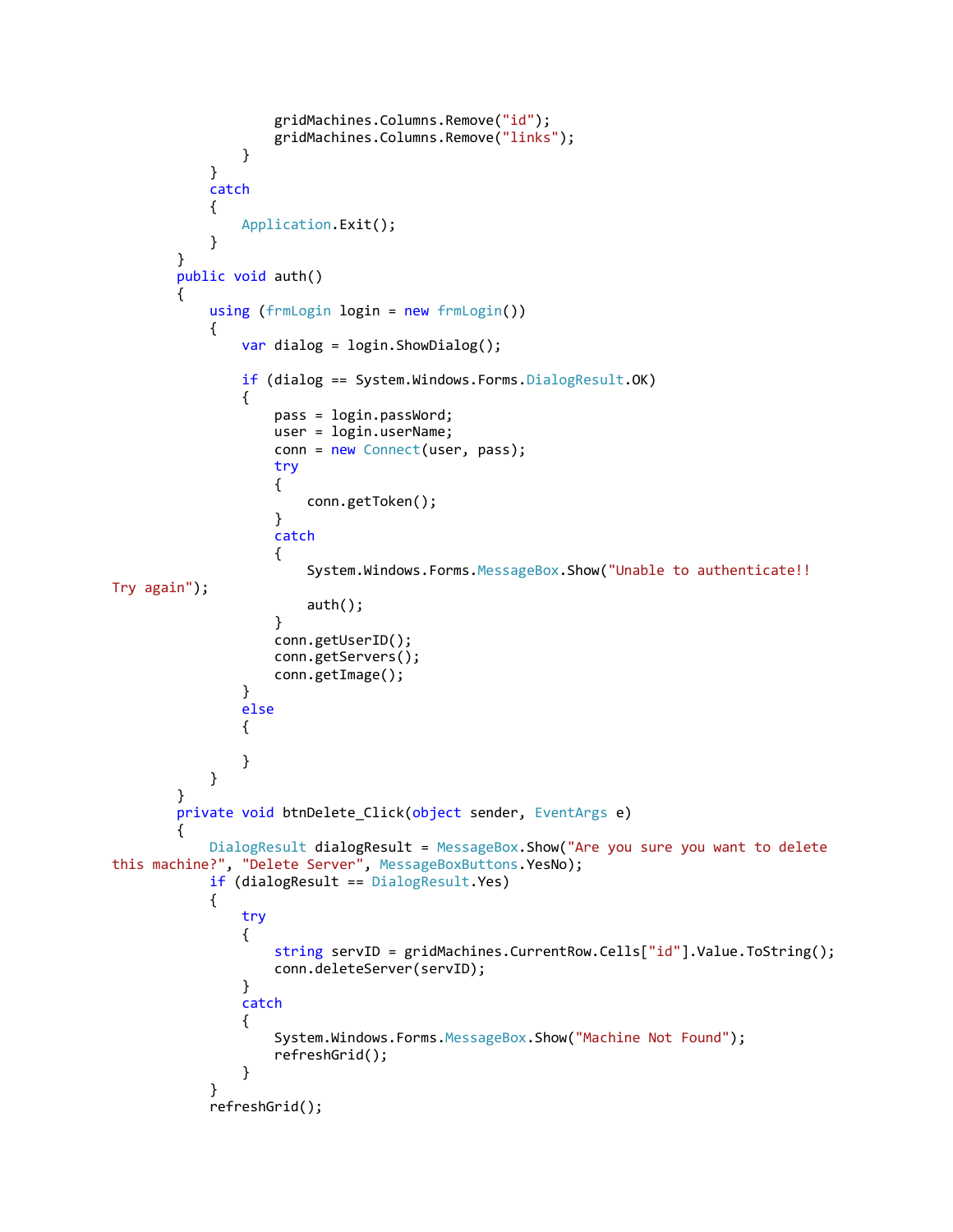```
                    gridMachines.Columns.Remove("id");
                    gridMachines.Columns.Remove("links");
                }
            }
            catch
            {
                Application.Exit();
            }
        }
        public void auth()
        {
            using (frmLogin login = new frmLogin())
            {
                var dialog = login.ShowDialog();

                if (dialog == System.Windows.Forms.DialogResult.OK)
                {
                    pass = login.passWord;
                    user = login.userName;
                    conn = new Connect(user, pass);
                    try
                    {
                        conn.getToken();
                    }
                    catch
                    {
                        System.Windows.Forms.MessageBox.Show("Unable to authenticate!!
Try again");
                        auth();
                    }
                    conn.getUserID();
                    conn.getServers();
                    conn.getImage();
                }
                else
                {

                }
            }
        }
        private void btnDelete_Click(object sender, EventArgs e)
        {
            DialogResult dialogResult = MessageBox.Show("Are you sure you want to delete
this machine?", "Delete Server", MessageBoxButtons.YesNo);
            if (dialogResult == DialogResult.Yes)
            {
                try
                {
                    string servID = gridMachines.CurrentRow.Cells["id"].Value.ToString();
                    conn.deleteServer(servID);
                }
                catch
                {
                    System.Windows.Forms.MessageBox.Show("Machine Not Found");
                    refreshGrid();
                }
            }
            refreshGrid();
```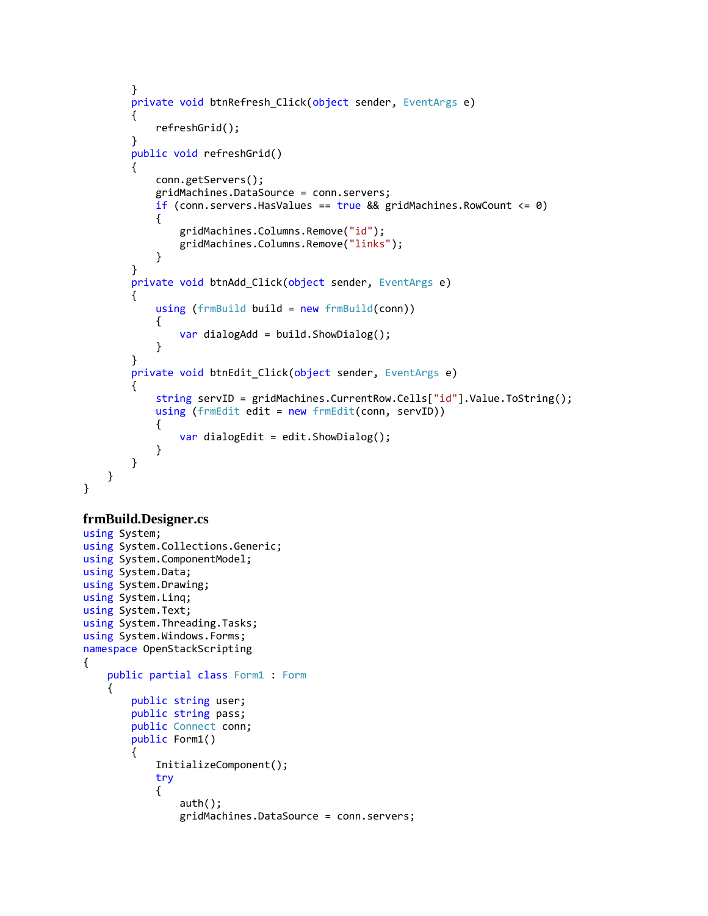```
        }
        private void btnRefresh_Click(object sender, EventArgs e)
        {
            refreshGrid();
        }
        public void refreshGrid()
        {
            conn.getServers();
            gridMachines.DataSource = conn.servers;
            if (conn.servers.HasValues == true && gridMachines.RowCount <= 0)
            {
                gridMachines.Columns.Remove("id");
                gridMachines.Columns.Remove("links");
            }
        }
        private void btnAdd_Click(object sender, EventArgs e)
        {
            using (frmBuild build = new frmBuild(conn))
            {
                var dialogAdd = build.ShowDialog();
            }
        }
        private void btnEdit_Click(object sender, EventArgs e)
        {
            string servID = gridMachines.CurrentRow.Cells["id"].Value.ToString();
            using (frmEdit edit = new frmEdit(conn, servID))
            {
                var dialogEdit = edit.ShowDialog();
            }
        }
    }
}
```

### frmBuild.Designer.cs

```
using System;
using System.Collections.Generic;
using System.ComponentModel;
using System.Data;
using System.Drawing;
using System.Linq;
using System.Text;
using System.Threading.Tasks;
using System.Windows.Forms;
namespace OpenStackScripting
{
    public partial class Form1 : Form
    {
        public string user;
        public string pass;
        public Connect conn;
        public Form1()
        {
            InitializeComponent();
            try
            {
                auth();
                gridMachines.DataSource = conn.servers;
```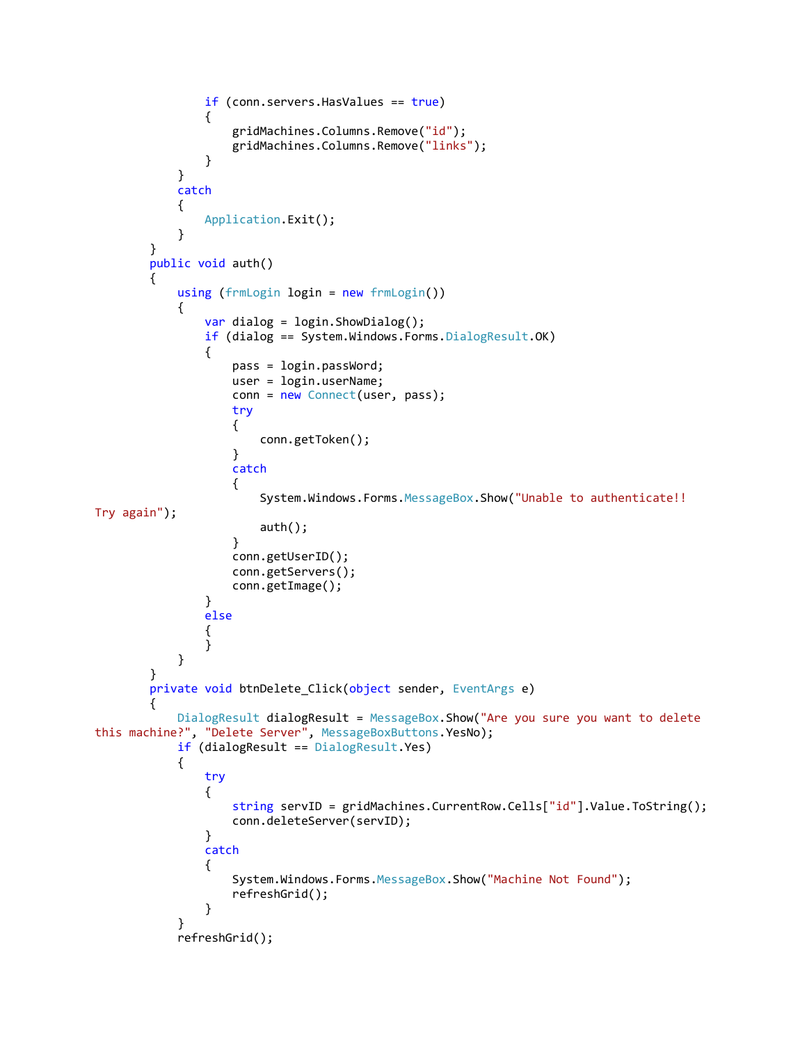```
                if (conn.servers.HasValues == true)
                {
                    gridMachines.Columns.Remove("id");
                    gridMachines.Columns.Remove("links");
                }
            }
            catch
            {
                Application.Exit();
            }
        }
        public void auth()
        {
            using (frmLogin login = new frmLogin())
            {
                var dialog = login.ShowDialog();
                if (dialog == System.Windows.Forms.DialogResult.OK)
                {
                    pass = login.passWord;
                    user = login.userName;
                    conn = new Connect(user, pass);
                    try
                    {
                        conn.getToken();
                    }
                    catch
                    {
                        System.Windows.Forms.MessageBox.Show("Unable to authenticate!!
Try again");
                        auth();
                    }
                    conn.getUserID();
                    conn.getServers();
                    conn.getImage();
                }
                else
                {
                }
            }
        }
        private void btnDelete_Click(object sender, EventArgs e)
        {
            DialogResult dialogResult = MessageBox.Show("Are you sure you want to delete
this machine?", "Delete Server", MessageBoxButtons.YesNo);
            if (dialogResult == DialogResult.Yes)
            {
                try
                {
                    string servID = gridMachines.CurrentRow.Cells["id"].Value.ToString();
                    conn.deleteServer(servID);
                }
                catch
                {
                    System.Windows.Forms.MessageBox.Show("Machine Not Found");
                    refreshGrid();
                }
            }
            refreshGrid();
```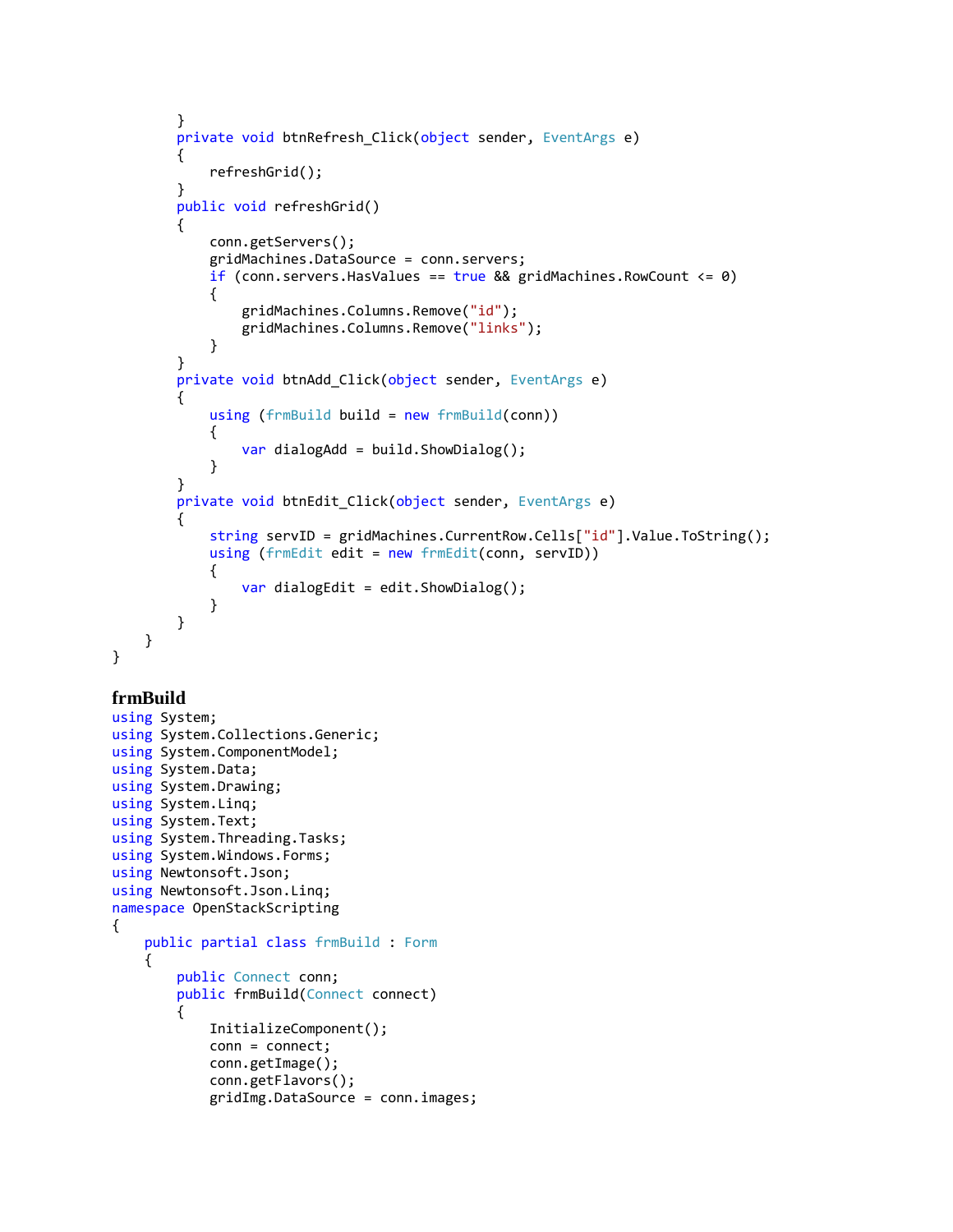```
        }
        private void btnRefresh_Click(object sender, EventArgs e)
        {
            refreshGrid();
        }
        public void refreshGrid()
        {
            conn.getServers();
            gridMachines.DataSource = conn.servers;
            if (conn.servers.HasValues == true && gridMachines.RowCount <= 0)
            {
                gridMachines.Columns.Remove("id");
                gridMachines.Columns.Remove("links");
            }
        }
        private void btnAdd_Click(object sender, EventArgs e)
        {
            using (frmBuild build = new frmBuild(conn))
            {
                var dialogAdd = build.ShowDialog();
            }
        }
        private void btnEdit_Click(object sender, EventArgs e)
        {
            string servID = gridMachines.CurrentRow.Cells["id"].Value.ToString();
            using (frmEdit edit = new frmEdit(conn, servID))
            {
                var dialogEdit = edit.ShowDialog();
            }
        }
    }
}
```

### frmBuild

```
using System;
using System.Collections.Generic;
using System.ComponentModel;
using System.Data;
using System.Drawing;
using System.Linq;
using System.Text;
using System.Threading.Tasks;
using System.Windows.Forms;
using Newtonsoft.Json;
using Newtonsoft.Json.Linq;
namespace OpenStackScripting
{
    public partial class frmBuild : Form
    {
        public Connect conn;
        public frmBuild(Connect connect)
        {
            InitializeComponent();
            conn = connect;
            conn.getImage();
            conn.getFlavors();
            gridImg.DataSource = conn.images;
```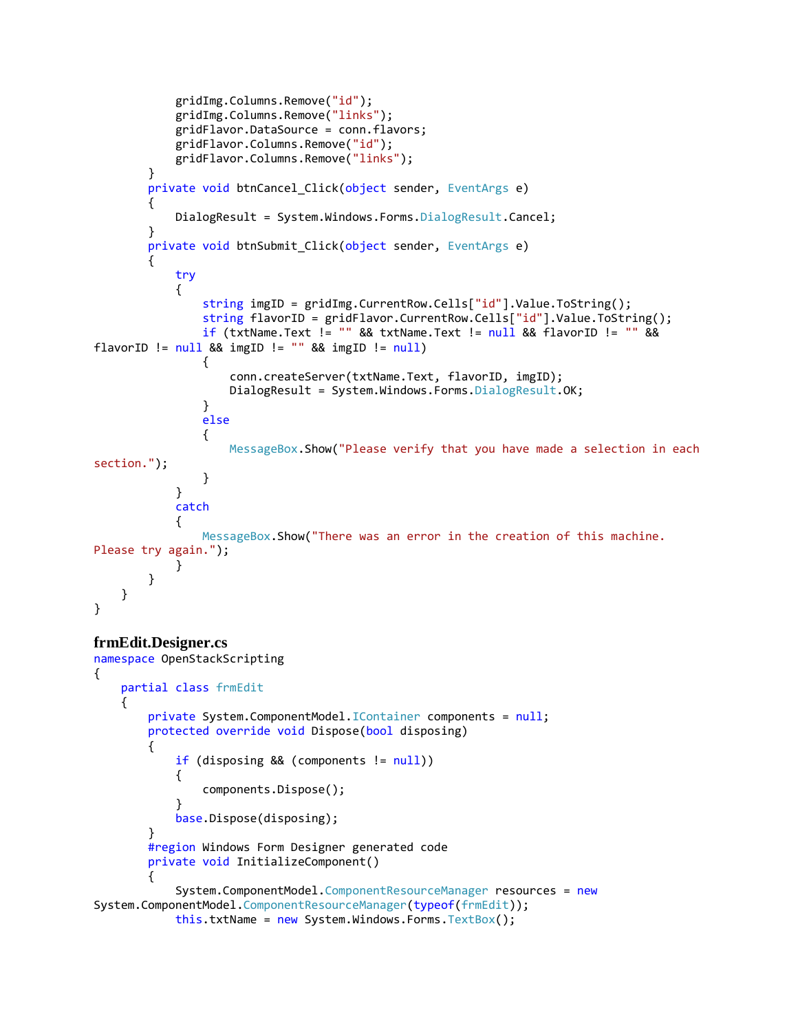```
            gridImg.Columns.Remove("id");
            gridImg.Columns.Remove("links");
            gridFlavor.DataSource = conn.flavors;
            gridFlavor.Columns.Remove("id");
            gridFlavor.Columns.Remove("links");
        }
        private void btnCancel_Click(object sender, EventArgs e)
        {
            DialogResult = System.Windows.Forms.DialogResult.Cancel;
        }
        private void btnSubmit_Click(object sender, EventArgs e)
        {
            try
            {
                string imgID = gridImg.CurrentRow.Cells["id"].Value.ToString();
                string flavorID = gridFlavor.CurrentRow.Cells["id"].Value.ToString();
                if (txtName.Text != "" && txtName.Text != null && flavorID != "" &&
flavorID != null && imgID != "" && imgID != null)
                {
                    conn.createServer(txtName.Text, flavorID, imgID);
                    DialogResult = System.Windows.Forms.DialogResult.OK;
                }
                else
                {
                    MessageBox.Show("Please verify that you have made a selection in each
section.");
                }
            }
            catch
            {
                MessageBox.Show("There was an error in the creation of this machine.
Please try again.");
            }
        }
    }
}
```

**frmEdit.Designer.cs**

```
namespace OpenStackScripting
{
    partial class frmEdit
    {
        private System.ComponentModel.IContainer components = null;
        protected override void Dispose(bool disposing)
        {
            if (disposing && (components != null))
            {
                components.Dispose();
            }
            base.Dispose(disposing);
        }
        #region Windows Form Designer generated code
        private void InitializeComponent()
        {
            System.ComponentModel.ComponentResourceManager resources = new
System.ComponentModel.ComponentResourceManager(typeof(frmEdit));
            this.txtName = new System.Windows.Forms.TextBox();
```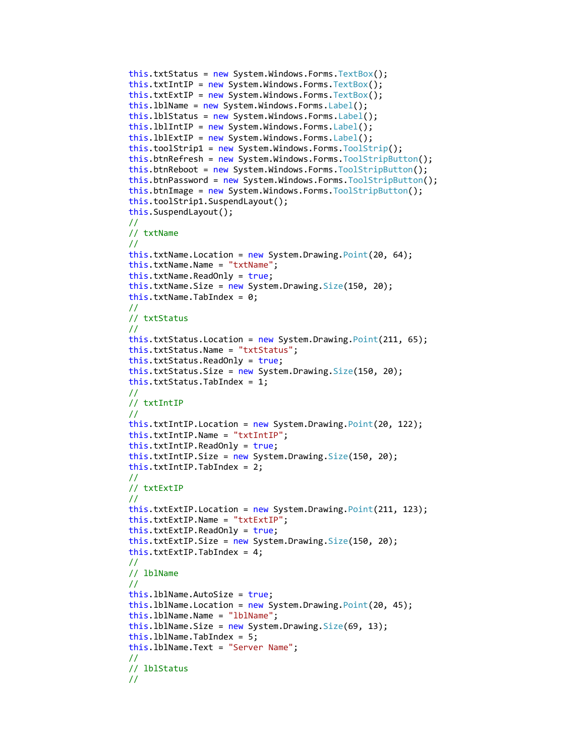```
this.txtStatus = new System.Windows.Forms.TextBox();
this.txtIntIP = new System.Windows.Forms.TextBox();
this.txtExtIP = new System.Windows.Forms.TextBox();
this.lblName = new System.Windows.Forms.Label();
this.lblStatus = new System.Windows.Forms.Label();
this.lblIntIP = new System.Windows.Forms.Label();
this.lblExtIP = new System.Windows.Forms.Label();
this.toolStrip1 = new System.Windows.Forms.ToolStrip();
this.btnRefresh = new System.Windows.Forms.ToolStripButton();
this.btnReboot = new System.Windows.Forms.ToolStripButton();
this.btnPassword = new System.Windows.Forms.ToolStripButton();
this.btnImage = new System.Windows.Forms.ToolStripButton();
this.toolStrip1.SuspendLayout();
this.SuspendLayout();
//
// txtName
//
this.txtName.Location = new System.Drawing.Point(20, 64);
this.txtName.Name = "txtName";
this.txtName.ReadOnly = true;
this.txtName.Size = new System.Drawing.Size(150, 20);
this.txtName.TabIndex = 0;
//
// txtStatus
//
this.txtStatus.Location = new System.Drawing.Point(211, 65);
this.txtStatus.Name = "txtStatus";
this.txtStatus.ReadOnly = true;
this.txtStatus.Size = new System.Drawing.Size(150, 20);
this.txtStatus.TabIndex = 1;
//
// txtIntIP
//
this.txtIntIP.Location = new System.Drawing.Point(20, 122);
this.txtIntIP.Name = "txtIntIP";
this.txtIntIP.ReadOnly = true;
this.txtIntIP.Size = new System.Drawing.Size(150, 20);
this.txtIntIP.TabIndex = 2;
//
// txtExtIP
//
this.txtExtIP.Location = new System.Drawing.Point(211, 123);
this.txtExtIP.Name = "txtExtIP";
this.txtExtIP.ReadOnly = true;
this.txtExtIP.Size = new System.Drawing.Size(150, 20);
this.txtExtIP.TabIndex = 4;
//
// lblName
//
this.lblName.AutoSize = true;
this.lblName.Location = new System.Drawing.Point(20, 45);
this.lblName.Name = "lblName";
this.lblName.Size = new System.Drawing.Size(69, 13);
this.lblName.TabIndex = 5;
this.lblName.Text = "Server Name";
//
// lblStatus
//
```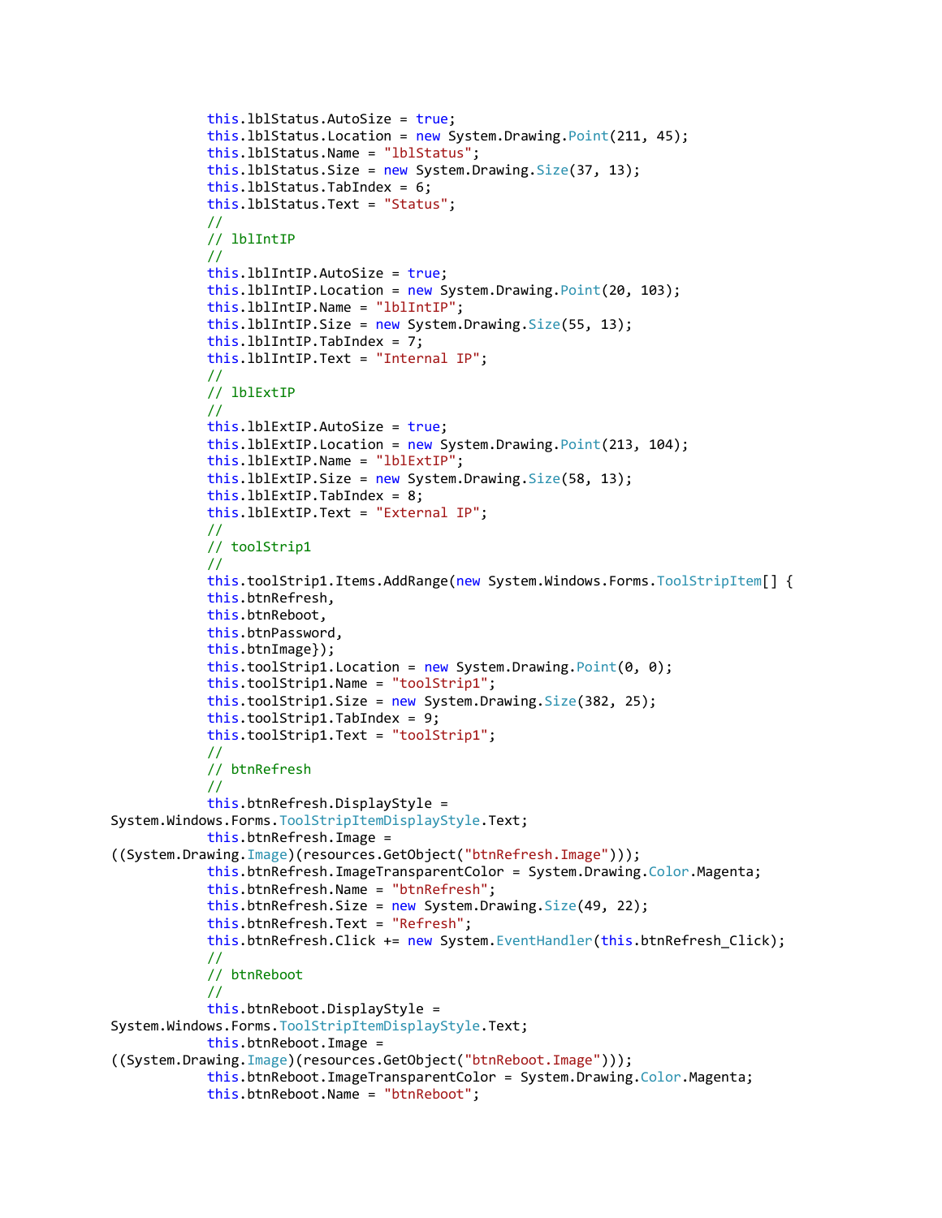```
            this.lblStatus.AutoSize = true;
            this.lblStatus.Location = new System.Drawing.Point(211, 45);
            this.lblStatus.Name = "lblStatus";
            this.lblStatus.Size = new System.Drawing.Size(37, 13);
            this.lblStatus.TabIndex = 6;
            this.lblStatus.Text = "Status";
            //
            // lblIntIP
            //
            this.lblIntIP.AutoSize = true;
            this.lblIntIP.Location = new System.Drawing.Point(20, 103);
            this.lblIntIP.Name = "lblIntIP";
            this.lblIntIP.Size = new System.Drawing.Size(55, 13);
            this.lblIntIP.TabIndex = 7;
            this.lblIntIP.Text = "Internal IP";
            //
            // lblExtIP
            //
            this.lblExtIP.AutoSize = true;
            this.lblExtIP.Location = new System.Drawing.Point(213, 104);
            this.lblExtIP.Name = "lblExtIP";
            this.lblExtIP.Size = new System.Drawing.Size(58, 13);
            this.lblExtIP.TabIndex = 8;
            this.lblExtIP.Text = "External IP";
            //
            // toolStrip1
            //
            this.toolStrip1.Items.AddRange(new System.Windows.Forms.ToolStripItem[] {
            this.btnRefresh,
            this.btnReboot,
            this.btnPassword,
            this.btnImage});
            this.toolStrip1.Location = new System.Drawing.Point(0, 0);
            this.toolStrip1.Name = "toolStrip1";
            this.toolStrip1.Size = new System.Drawing.Size(382, 25);
            this.toolStrip1.TabIndex = 9;
            this.toolStrip1.Text = "toolStrip1";
            //
            // btnRefresh
            //
            this.btnRefresh.DisplayStyle =
System.Windows.Forms.ToolStripItemDisplayStyle.Text;
            this.btnRefresh.Image =
((System.Drawing.Image)(resources.GetObject("btnRefresh.Image")));
            this.btnRefresh.ImageTransparentColor = System.Drawing.Color.Magenta;
            this.btnRefresh.Name = "btnRefresh";
            this.btnRefresh.Size = new System.Drawing.Size(49, 22);
            this.btnRefresh.Text = "Refresh";
            this.btnRefresh.Click += new System.EventHandler(this.btnRefresh_Click);
            //
            // btnReboot
            //
            this.btnReboot.DisplayStyle =
System.Windows.Forms.ToolStripItemDisplayStyle.Text;
            this.btnReboot.Image =
((System.Drawing.Image)(resources.GetObject("btnReboot.Image")));
            this.btnReboot.ImageTransparentColor = System.Drawing.Color.Magenta;
            this.btnReboot.Name = "btnReboot";
```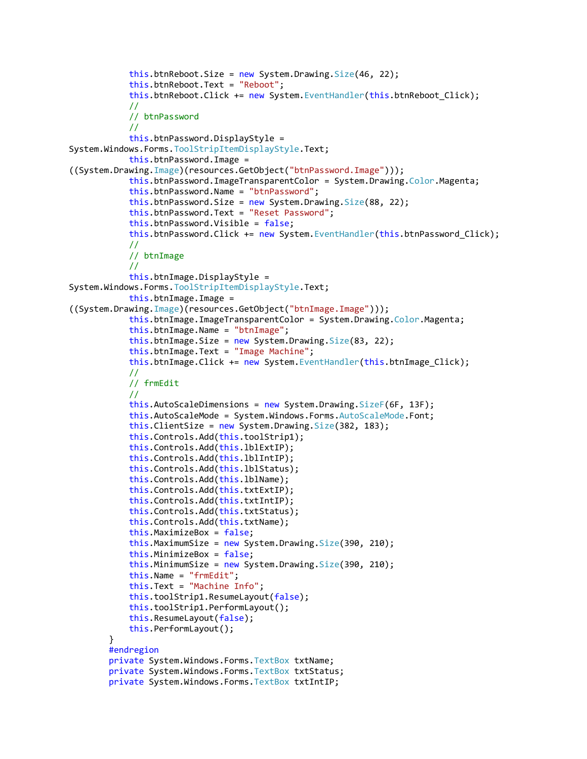```
            this.btnReboot.Size = new System.Drawing.Size(46, 22);
            this.btnReboot.Text = "Reboot";
            this.btnReboot.Click += new System.EventHandler(this.btnReboot_Click);
            //
            // btnPassword
            //
            this.btnPassword.DisplayStyle =
System.Windows.Forms.ToolStripItemDisplayStyle.Text;
            this.btnPassword.Image =
((System.Drawing.Image)(resources.GetObject("btnPassword.Image")));
            this.btnPassword.ImageTransparentColor = System.Drawing.Color.Magenta;
            this.btnPassword.Name = "btnPassword";
            this.btnPassword.Size = new System.Drawing.Size(88, 22);
            this.btnPassword.Text = "Reset Password";
            this.btnPassword.Visible = false;
            this.btnPassword.Click += new System.EventHandler(this.btnPassword_Click);
            //
            // btnImage
            //
            this.btnImage.DisplayStyle =
System.Windows.Forms.ToolStripItemDisplayStyle.Text;
            this.btnImage.Image =
((System.Drawing.Image)(resources.GetObject("btnImage.Image")));
            this.btnImage.ImageTransparentColor = System.Drawing.Color.Magenta;
            this.btnImage.Name = "btnImage";
            this.btnImage.Size = new System.Drawing.Size(83, 22);
            this.btnImage.Text = "Image Machine";
            this.btnImage.Click += new System.EventHandler(this.btnImage_Click);
            //
            // frmEdit
            //
            this.AutoScaleDimensions = new System.Drawing.SizeF(6F, 13F);
            this.AutoScaleMode = System.Windows.Forms.AutoScaleMode.Font;
            this.ClientSize = new System.Drawing.Size(382, 183);
            this.Controls.Add(this.toolStrip1);
            this.Controls.Add(this.lblExtIP);
            this.Controls.Add(this.lblIntIP);
            this.Controls.Add(this.lblStatus);
            this.Controls.Add(this.lblName);
            this.Controls.Add(this.txtExtIP);
            this.Controls.Add(this.txtIntIP);
            this.Controls.Add(this.txtStatus);
            this.Controls.Add(this.txtName);
            this.MaximizeBox = false;
            this.MaximumSize = new System.Drawing.Size(390, 210);
            this.MinimizeBox = false;
            this.MinimumSize = new System.Drawing.Size(390, 210);
            this.Name = "frmEdit";
            this.Text = "Machine Info";
            this.toolStrip1.ResumeLayout(false);
            this.toolStrip1.PerformLayout();
            this.ResumeLayout(false);
            this.PerformLayout();
        }
        #endregion
        private System.Windows.Forms.TextBox txtName;
        private System.Windows.Forms.TextBox txtStatus;
        private System.Windows.Forms.TextBox txtIntIP;
```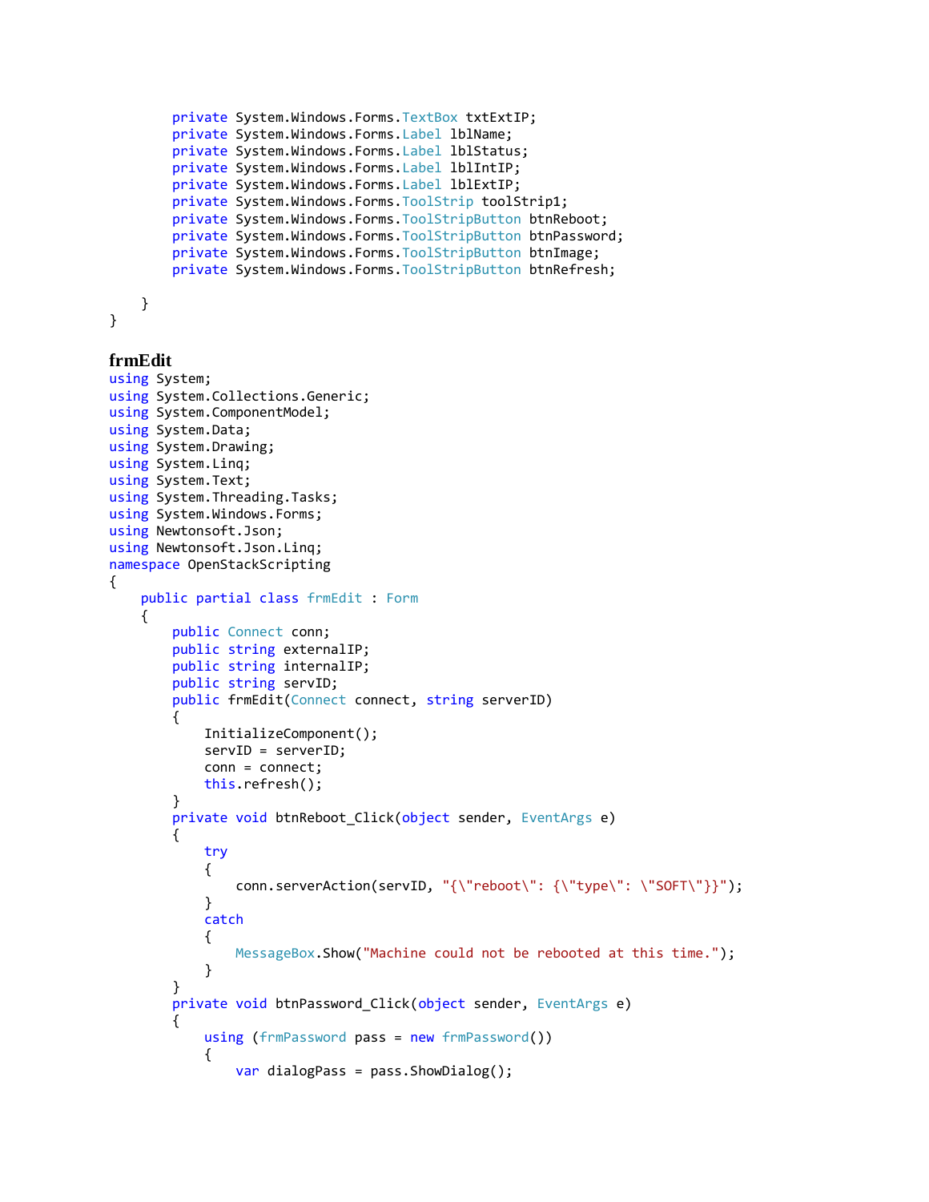```
        private System.Windows.Forms.TextBox txtExtIP;
        private System.Windows.Forms.Label lblName;
        private System.Windows.Forms.Label lblStatus;
        private System.Windows.Forms.Label lblIntIP;
        private System.Windows.Forms.Label lblExtIP;
        private System.Windows.Forms.ToolStrip toolStrip1;
        private System.Windows.Forms.ToolStripButton btnReboot;
        private System.Windows.Forms.ToolStripButton btnPassword;
        private System.Windows.Forms.ToolStripButton btnImage;
        private System.Windows.Forms.ToolStripButton btnRefresh;

    }
}
```

### frmEdit

```
using System;
using System.Collections.Generic;
using System.ComponentModel;
using System.Data;
using System.Drawing;
using System.Linq;
using System.Text;
using System.Threading.Tasks;
using System.Windows.Forms;
using Newtonsoft.Json;
using Newtonsoft.Json.Linq;
namespace OpenStackScripting
{
    public partial class frmEdit : Form
    {
        public Connect conn;
        public string externalIP;
        public string internalIP;
        public string servID;
        public frmEdit(Connect connect, string serverID)
        {
            InitializeComponent();
            servID = serverID;
            conn = connect;
            this.refresh();
        }
        private void btnReboot_Click(object sender, EventArgs e)
        {
            try
            {
                conn.serverAction(servID, "{\"reboot\": {\"type\": \"SOFT\"}}");
            }
            catch
            {
                MessageBox.Show("Machine could not be rebooted at this time.");
            }
        }
        private void btnPassword_Click(object sender, EventArgs e)
        {
            using (frmPassword pass = new frmPassword())
            {
                var dialogPass = pass.ShowDialog();
```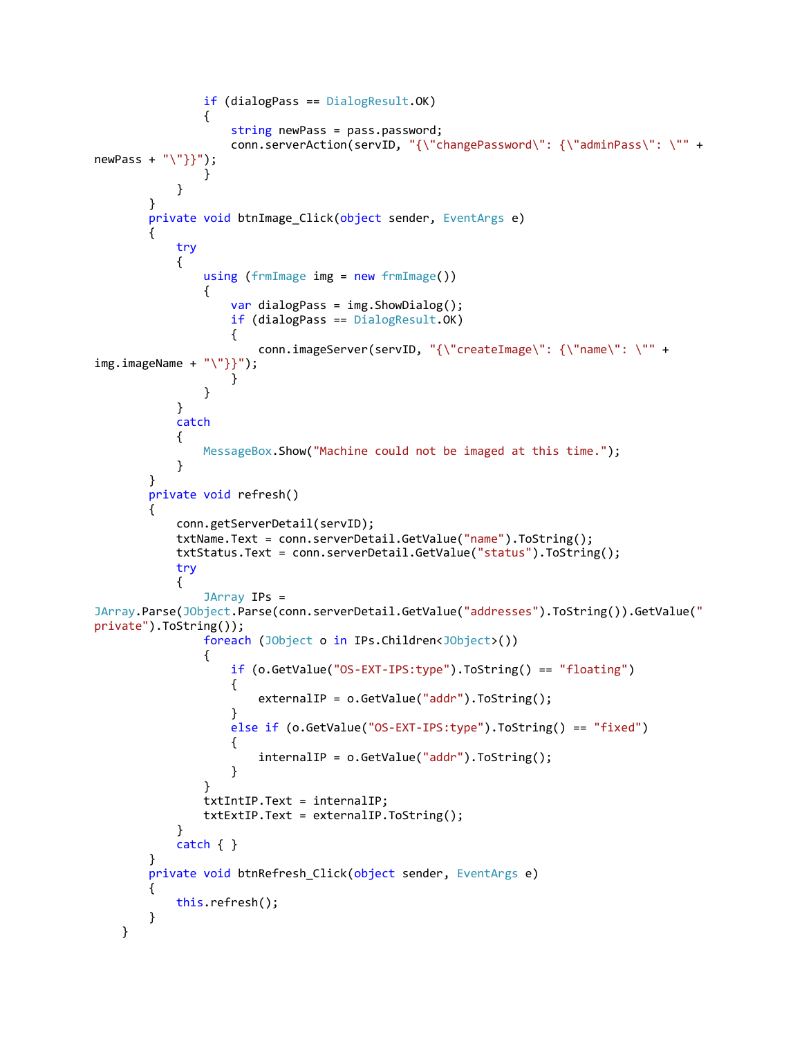```
                if (dialogPass == DialogResult.OK)
                {
                    string newPass = pass.password;
                    conn.serverAction(servID, "{\"changePassword\": {\"adminPass\": \"" +
newPass + "\"}}");
                }
            }
        }
        private void btnImage_Click(object sender, EventArgs e)
        {
            try
            {
                using (frmImage img = new frmImage())
                {
                    var dialogPass = img.ShowDialog();
                    if (dialogPass == DialogResult.OK)
                    {
                        conn.imageServer(servID, "{\"createImage\": {\"name\": \"" +
img.imageName + "\"}}");
                    }
                }
            }
            catch
            {
                MessageBox.Show("Machine could not be imaged at this time.");
            }
        }
        private void refresh()
        {
            conn.getServerDetail(servID);
            txtName.Text = conn.serverDetail.GetValue("name").ToString();
            txtStatus.Text = conn.serverDetail.GetValue("status").ToString();
            try
            {
                JArray IPs =
JArray.Parse(JObject.Parse(conn.serverDetail.GetValue("addresses").ToString()).GetValue("
private").ToString());
                foreach (JObject o in IPs.Children<JObject>())
                {
                    if (o.GetValue("OS-EXT-IPS:type").ToString() == "floating")
                    {
                        externalIP = o.GetValue("addr").ToString();
                    }
                    else if (o.GetValue("OS-EXT-IPS:type").ToString() == "fixed")
                    {
                        internalIP = o.GetValue("addr").ToString();
                    }
                }
                txtIntIP.Text = internalIP;
                txtExtIP.Text = externalIP.ToString();
            }
            catch { }
        }
        private void btnRefresh_Click(object sender, EventArgs e)
        {
            this.refresh();
        }
    }
```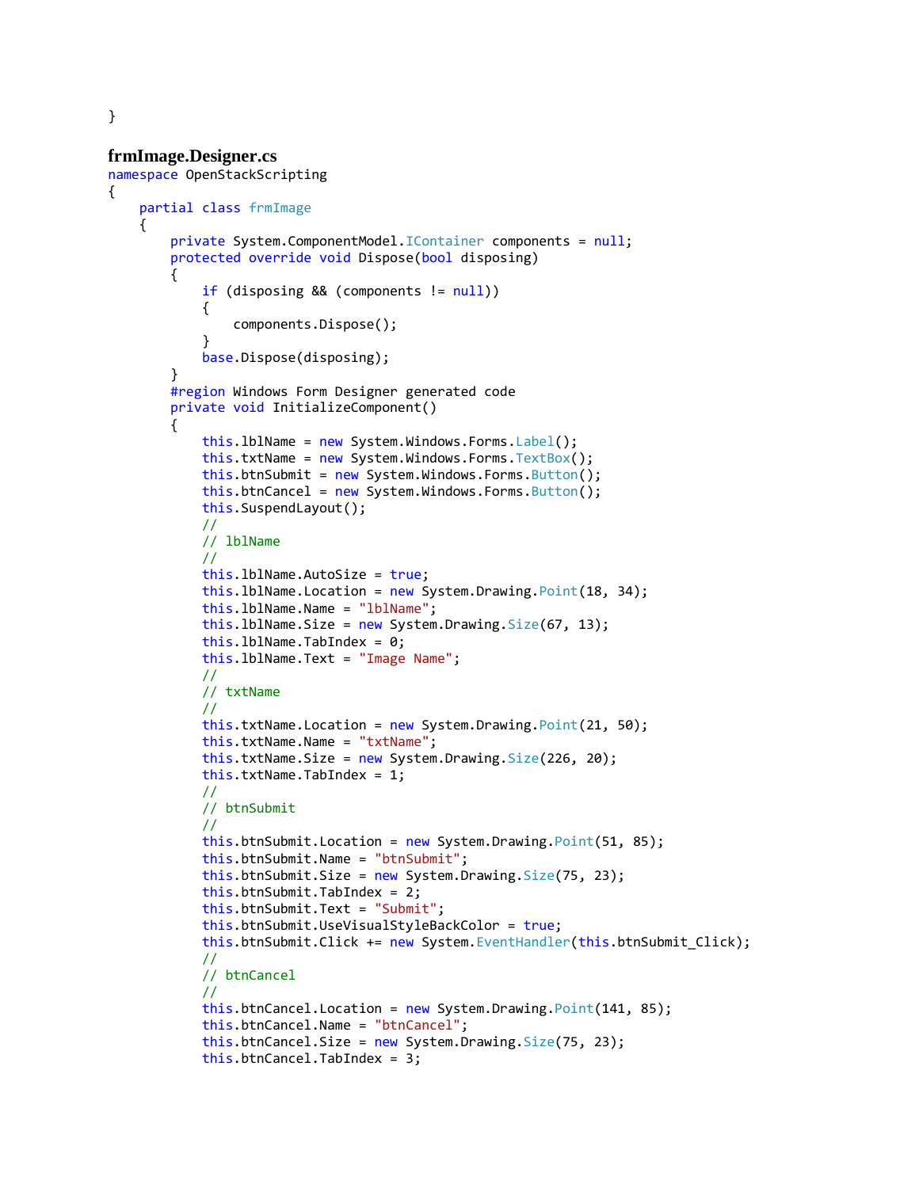```
}
```

**frmImage.Designer.cs**

```
namespace OpenStackScripting
{
    partial class frmImage
    {
        private System.ComponentModel.IContainer components = null;
        protected override void Dispose(bool disposing)
        {
            if (disposing && (components != null))
            {
                components.Dispose();
            }
            base.Dispose(disposing);
        }
        #region Windows Form Designer generated code
        private void InitializeComponent()
        {
            this.lblName = new System.Windows.Forms.Label();
            this.txtName = new System.Windows.Forms.TextBox();
            this.btnSubmit = new System.Windows.Forms.Button();
            this.btnCancel = new System.Windows.Forms.Button();
            this.SuspendLayout();
            //
            // lblName
            //
            this.lblName.AutoSize = true;
            this.lblName.Location = new System.Drawing.Point(18, 34);
            this.lblName.Name = "lblName";
            this.lblName.Size = new System.Drawing.Size(67, 13);
            this.lblName.TabIndex = 0;
            this.lblName.Text = "Image Name";
            //
            // txtName
            //
            this.txtName.Location = new System.Drawing.Point(21, 50);
            this.txtName.Name = "txtName";
            this.txtName.Size = new System.Drawing.Size(226, 20);
            this.txtName.TabIndex = 1;
            //
            // btnSubmit
            //
            this.btnSubmit.Location = new System.Drawing.Point(51, 85);
            this.btnSubmit.Name = "btnSubmit";
            this.btnSubmit.Size = new System.Drawing.Size(75, 23);
            this.btnSubmit.TabIndex = 2;
            this.btnSubmit.Text = "Submit";
            this.btnSubmit.UseVisualStyleBackColor = true;
            this.btnSubmit.Click += new System.EventHandler(this.btnSubmit_Click);
            //
            // btnCancel
            //
            this.btnCancel.Location = new System.Drawing.Point(141, 85);
            this.btnCancel.Name = "btnCancel";
            this.btnCancel.Size = new System.Drawing.Size(75, 23);
            this.btnCancel.TabIndex = 3;
```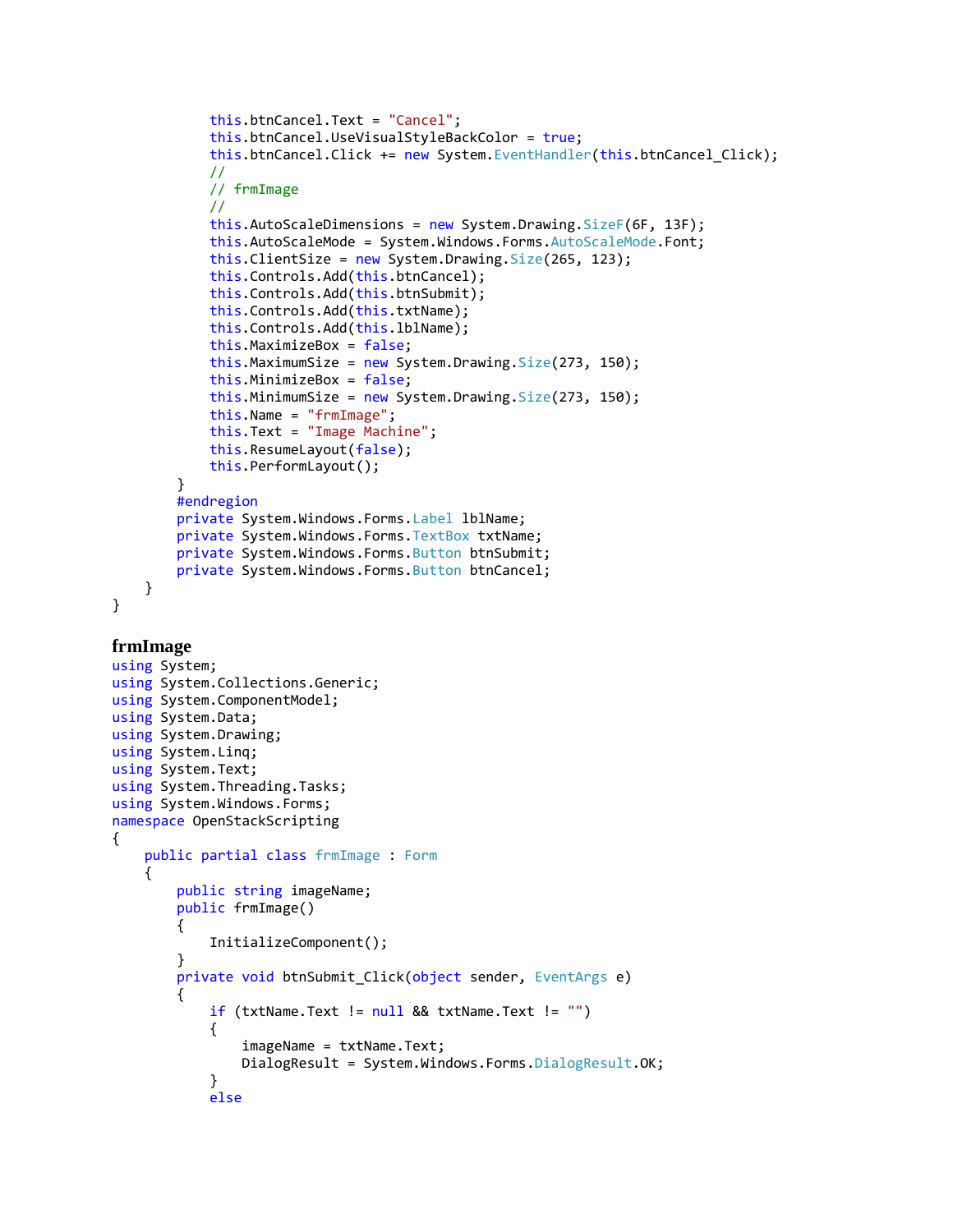```
            this.btnCancel.Text = "Cancel";
            this.btnCancel.UseVisualStyleBackColor = true;
            this.btnCancel.Click += new System.EventHandler(this.btnCancel_Click);
            //
            // frmImage
            //
            this.AutoScaleDimensions = new System.Drawing.SizeF(6F, 13F);
            this.AutoScaleMode = System.Windows.Forms.AutoScaleMode.Font;
            this.ClientSize = new System.Drawing.Size(265, 123);
            this.Controls.Add(this.btnCancel);
            this.Controls.Add(this.btnSubmit);
            this.Controls.Add(this.txtName);
            this.Controls.Add(this.lblName);
            this.MaximizeBox = false;
            this.MaximumSize = new System.Drawing.Size(273, 150);
            this.MinimizeBox = false;
            this.MinimumSize = new System.Drawing.Size(273, 150);
            this.Name = "frmImage";
            this.Text = "Image Machine";
            this.ResumeLayout(false);
            this.PerformLayout();
        }
        #endregion
        private System.Windows.Forms.Label lblName;
        private System.Windows.Forms.TextBox txtName;
        private System.Windows.Forms.Button btnSubmit;
        private System.Windows.Forms.Button btnCancel;
    }
}
```

**frmImage**

```
using System;
using System.Collections.Generic;
using System.ComponentModel;
using System.Data;
using System.Drawing;
using System.Linq;
using System.Text;
using System.Threading.Tasks;
using System.Windows.Forms;
namespace OpenStackScripting
{
    public partial class frmImage : Form
    {
        public string imageName;
        public frmImage()
        {
            InitializeComponent();
        }
        private void btnSubmit_Click(object sender, EventArgs e)
        {
            if (txtName.Text != null && txtName.Text != "")
            {
                imageName = txtName.Text;
                DialogResult = System.Windows.Forms.DialogResult.OK;
            }
            else
```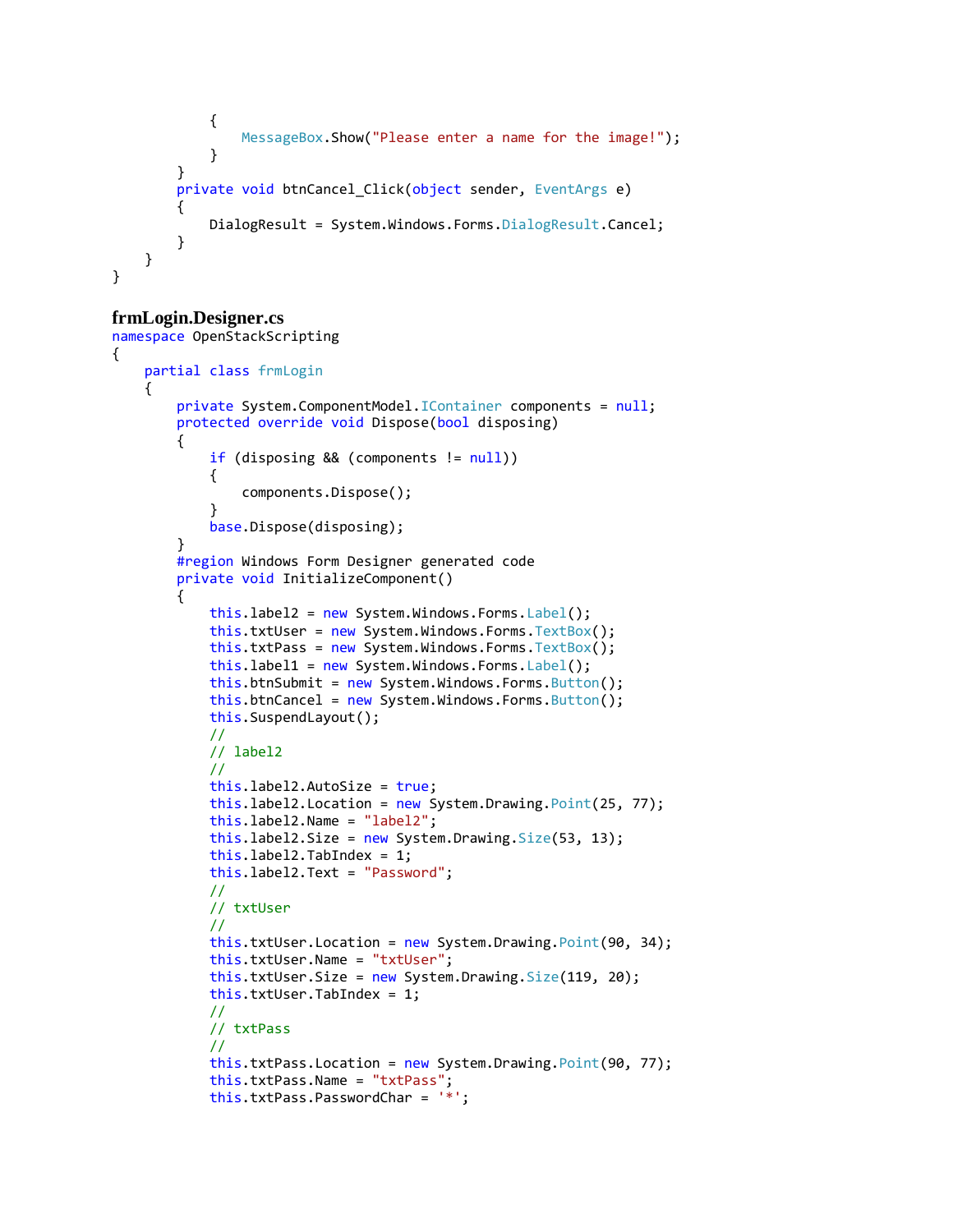```
            {
                MessageBox.Show("Please enter a name for the image!");
            }
        }
        private void btnCancel_Click(object sender, EventArgs e)
        {
            DialogResult = System.Windows.Forms.DialogResult.Cancel;
        }
    }
}
```

**frmLogin.Designer.cs**

```
namespace OpenStackScripting
{
    partial class frmLogin
    {
        private System.ComponentModel.IContainer components = null;
        protected override void Dispose(bool disposing)
        {
            if (disposing && (components != null))
            {
                components.Dispose();
            }
            base.Dispose(disposing);
        }
        #region Windows Form Designer generated code
        private void InitializeComponent()
        {
            this.label2 = new System.Windows.Forms.Label();
            this.txtUser = new System.Windows.Forms.TextBox();
            this.txtPass = new System.Windows.Forms.TextBox();
            this.label1 = new System.Windows.Forms.Label();
            this.btnSubmit = new System.Windows.Forms.Button();
            this.btnCancel = new System.Windows.Forms.Button();
            this.SuspendLayout();
            //
            // label2
            //
            this.label2.AutoSize = true;
            this.label2.Location = new System.Drawing.Point(25, 77);
            this.label2.Name = "label2";
            this.label2.Size = new System.Drawing.Size(53, 13);
            this.label2.TabIndex = 1;
            this.label2.Text = "Password";
            //
            // txtUser
            //
            this.txtUser.Location = new System.Drawing.Point(90, 34);
            this.txtUser.Name = "txtUser";
            this.txtUser.Size = new System.Drawing.Size(119, 20);
            this.txtUser.TabIndex = 1;
            //
            // txtPass
            //
            this.txtPass.Location = new System.Drawing.Point(90, 77);
            this.txtPass.Name = "txtPass";
            this.txtPass.PasswordChar = '*';
```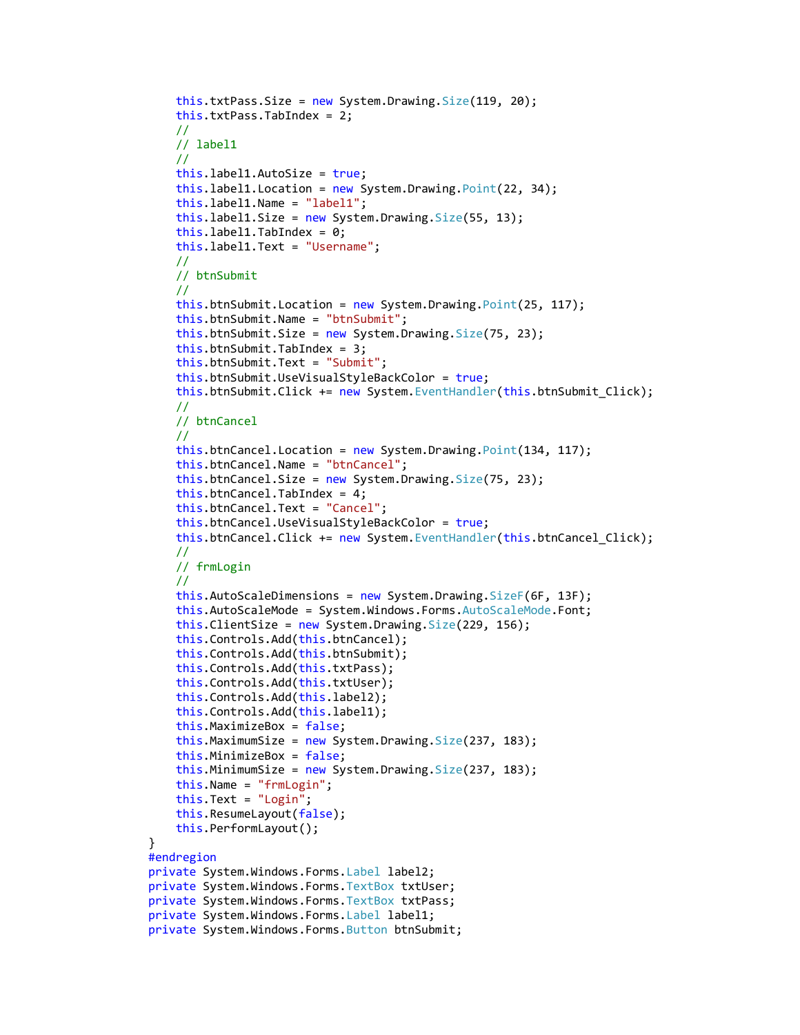```
            this.txtPass.Size = new System.Drawing.Size(119, 20);
            this.txtPass.TabIndex = 2;
            //
            // label1
            //
            this.label1.AutoSize = true;
            this.label1.Location = new System.Drawing.Point(22, 34);
            this.label1.Name = "label1";
            this.label1.Size = new System.Drawing.Size(55, 13);
            this.label1.TabIndex = 0;
            this.label1.Text = "Username";
            //
            // btnSubmit
            //
            this.btnSubmit.Location = new System.Drawing.Point(25, 117);
            this.btnSubmit.Name = "btnSubmit";
            this.btnSubmit.Size = new System.Drawing.Size(75, 23);
            this.btnSubmit.TabIndex = 3;
            this.btnSubmit.Text = "Submit";
            this.btnSubmit.UseVisualStyleBackColor = true;
            this.btnSubmit.Click += new System.EventHandler(this.btnSubmit_Click);
            //
            // btnCancel
            //
            this.btnCancel.Location = new System.Drawing.Point(134, 117);
            this.btnCancel.Name = "btnCancel";
            this.btnCancel.Size = new System.Drawing.Size(75, 23);
            this.btnCancel.TabIndex = 4;
            this.btnCancel.Text = "Cancel";
            this.btnCancel.UseVisualStyleBackColor = true;
            this.btnCancel.Click += new System.EventHandler(this.btnCancel_Click);
            //
            // frmLogin
            //
            this.AutoScaleDimensions = new System.Drawing.SizeF(6F, 13F);
            this.AutoScaleMode = System.Windows.Forms.AutoScaleMode.Font;
            this.ClientSize = new System.Drawing.Size(229, 156);
            this.Controls.Add(this.btnCancel);
            this.Controls.Add(this.btnSubmit);
            this.Controls.Add(this.txtPass);
            this.Controls.Add(this.txtUser);
            this.Controls.Add(this.label2);
            this.Controls.Add(this.label1);
            this.MaximizeBox = false;
            this.MaximumSize = new System.Drawing.Size(237, 183);
            this.MinimizeBox = false;
            this.MinimumSize = new System.Drawing.Size(237, 183);
            this.Name = "frmLogin";
            this.Text = "Login";
            this.ResumeLayout(false);
            this.PerformLayout();
        }
        #endregion
        private System.Windows.Forms.Label label2;
        private System.Windows.Forms.TextBox txtUser;
        private System.Windows.Forms.TextBox txtPass;
        private System.Windows.Forms.Label label1;
        private System.Windows.Forms.Button btnSubmit;
```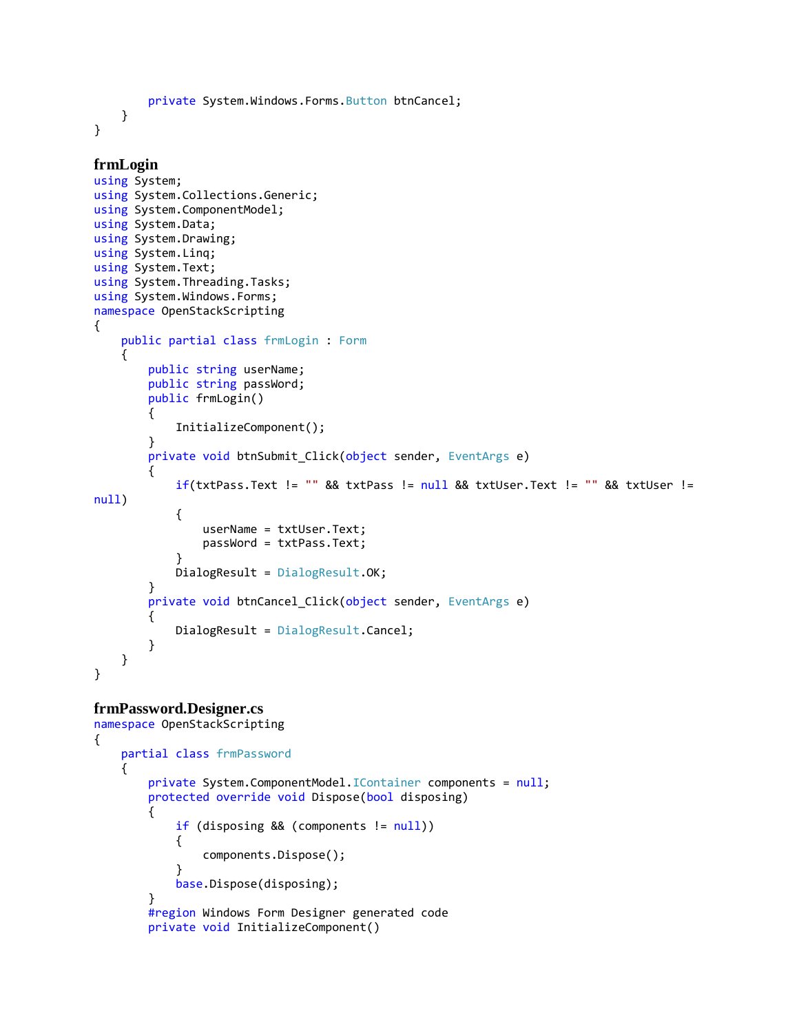```
        private System.Windows.Forms.Button btnCancel;
    }
}
```

**frmLogin**

```
using System;
using System.Collections.Generic;
using System.ComponentModel;
using System.Data;
using System.Drawing;
using System.Linq;
using System.Text;
using System.Threading.Tasks;
using System.Windows.Forms;
namespace OpenStackScripting
{
    public partial class frmLogin : Form
    {
        public string userName;
        public string passWord;
        public frmLogin()
        {
            InitializeComponent();
        }
        private void btnSubmit_Click(object sender, EventArgs e)
        {
            if(txtPass.Text != "" && txtPass != null && txtUser.Text != "" && txtUser != 
null)
            {
                userName = txtUser.Text;
                passWord = txtPass.Text;
            }
            DialogResult = DialogResult.OK;
        }
        private void btnCancel_Click(object sender, EventArgs e)
        {
            DialogResult = DialogResult.Cancel;
        }
    }
}
```

**frmPassword.Designer.cs**

```
namespace OpenStackScripting
{
    partial class frmPassword
    {
        private System.ComponentModel.IContainer components = null;
        protected override void Dispose(bool disposing)
        {
            if (disposing && (components != null))
            {
                components.Dispose();
            }
            base.Dispose(disposing);
        }
        #region Windows Form Designer generated code
        private void InitializeComponent()
```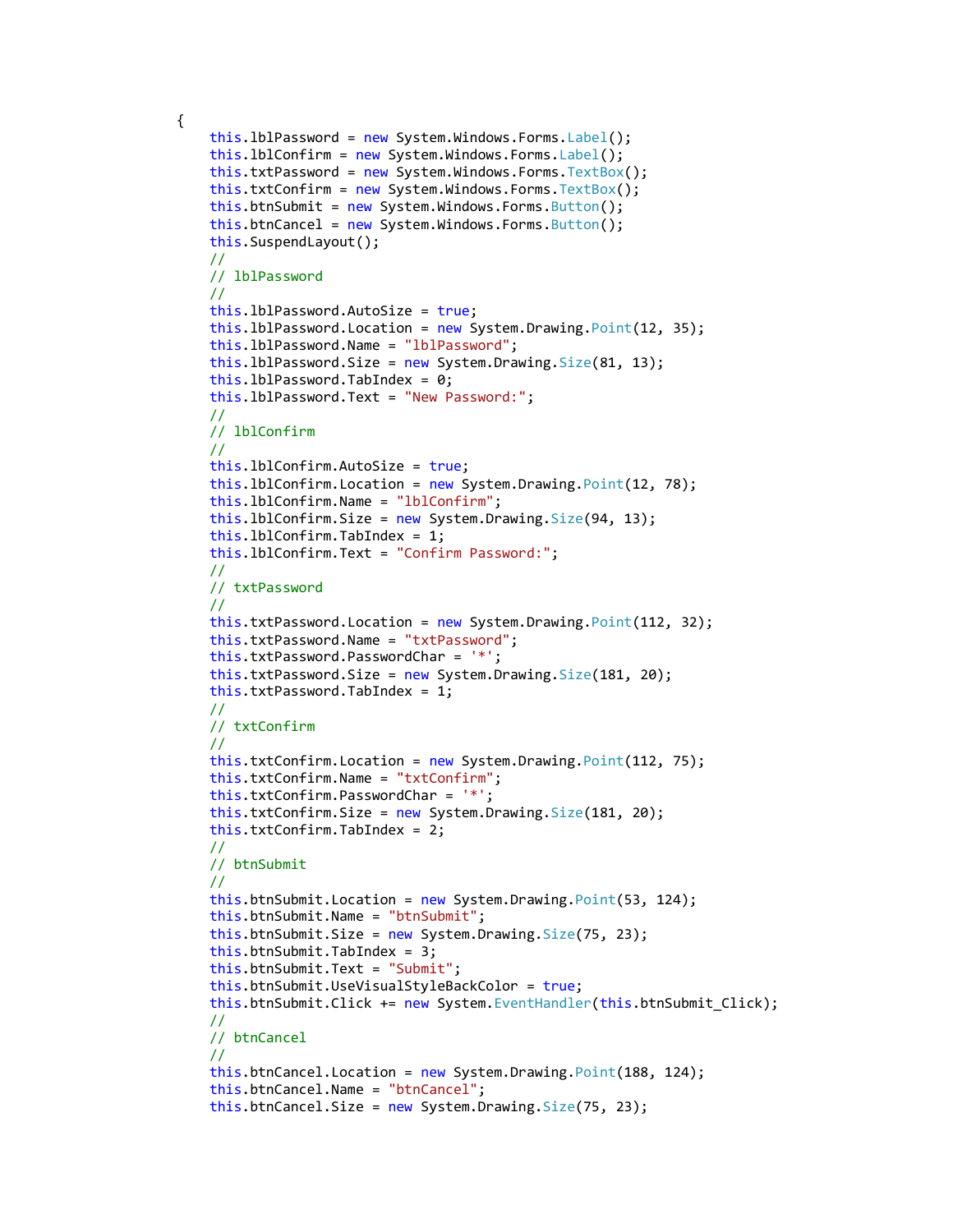```
{
    this.lblPassword = new System.Windows.Forms.Label();
    this.lblConfirm = new System.Windows.Forms.Label();
    this.txtPassword = new System.Windows.Forms.TextBox();
    this.txtConfirm = new System.Windows.Forms.TextBox();
    this.btnSubmit = new System.Windows.Forms.Button();
    this.btnCancel = new System.Windows.Forms.Button();
    this.SuspendLayout();
    //
    // lblPassword
    //
    this.lblPassword.AutoSize = true;
    this.lblPassword.Location = new System.Drawing.Point(12, 35);
    this.lblPassword.Name = "lblPassword";
    this.lblPassword.Size = new System.Drawing.Size(81, 13);
    this.lblPassword.TabIndex = 0;
    this.lblPassword.Text = "New Password:";
    //
    // lblConfirm
    //
    this.lblConfirm.AutoSize = true;
    this.lblConfirm.Location = new System.Drawing.Point(12, 78);
    this.lblConfirm.Name = "lblConfirm";
    this.lblConfirm.Size = new System.Drawing.Size(94, 13);
    this.lblConfirm.TabIndex = 1;
    this.lblConfirm.Text = "Confirm Password:";
    //
    // txtPassword
    //
    this.txtPassword.Location = new System.Drawing.Point(112, 32);
    this.txtPassword.Name = "txtPassword";
    this.txtPassword.PasswordChar = '*';
    this.txtPassword.Size = new System.Drawing.Size(181, 20);
    this.txtPassword.TabIndex = 1;
    //
    // txtConfirm
    //
    this.txtConfirm.Location = new System.Drawing.Point(112, 75);
    this.txtConfirm.Name = "txtConfirm";
    this.txtConfirm.PasswordChar = '*';
    this.txtConfirm.Size = new System.Drawing.Size(181, 20);
    this.txtConfirm.TabIndex = 2;
    //
    // btnSubmit
    //
    this.btnSubmit.Location = new System.Drawing.Point(53, 124);
    this.btnSubmit.Name = "btnSubmit";
    this.btnSubmit.Size = new System.Drawing.Size(75, 23);
    this.btnSubmit.TabIndex = 3;
    this.btnSubmit.Text = "Submit";
    this.btnSubmit.UseVisualStyleBackColor = true;
    this.btnSubmit.Click += new System.EventHandler(this.btnSubmit_Click);
    //
    // btnCancel
    //
    this.btnCancel.Location = new System.Drawing.Point(188, 124);
    this.btnCancel.Name = "btnCancel";
    this.btnCancel.Size = new System.Drawing.Size(75, 23);
```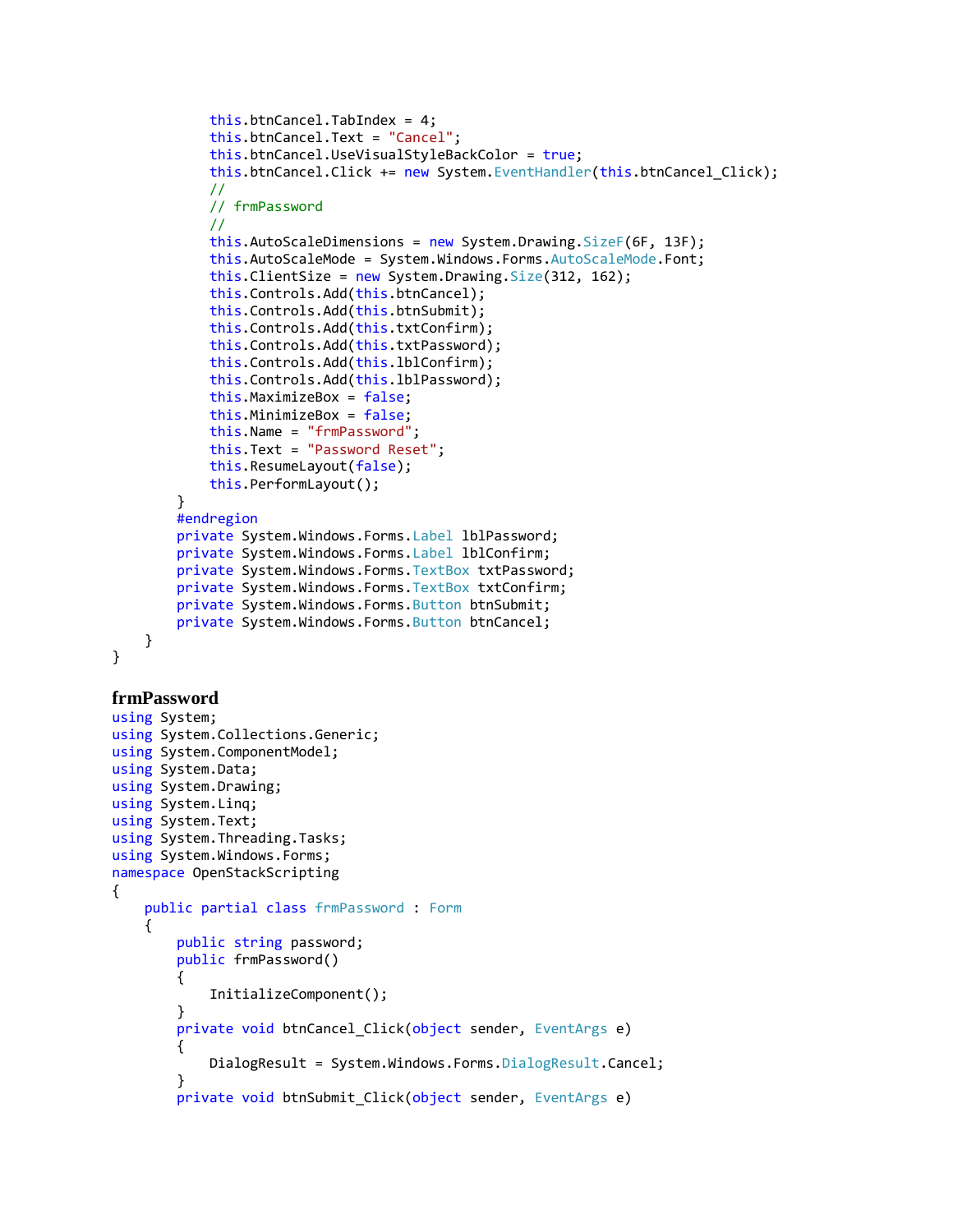```
            this.btnCancel.TabIndex = 4;
            this.btnCancel.Text = "Cancel";
            this.btnCancel.UseVisualStyleBackColor = true;
            this.btnCancel.Click += new System.EventHandler(this.btnCancel_Click);
            //
            // frmPassword
            //
            this.AutoScaleDimensions = new System.Drawing.SizeF(6F, 13F);
            this.AutoScaleMode = System.Windows.Forms.AutoScaleMode.Font;
            this.ClientSize = new System.Drawing.Size(312, 162);
            this.Controls.Add(this.btnCancel);
            this.Controls.Add(this.btnSubmit);
            this.Controls.Add(this.txtConfirm);
            this.Controls.Add(this.txtPassword);
            this.Controls.Add(this.lblConfirm);
            this.Controls.Add(this.lblPassword);
            this.MaximizeBox = false;
            this.MinimizeBox = false;
            this.Name = "frmPassword";
            this.Text = "Password Reset";
            this.ResumeLayout(false);
            this.PerformLayout();
        }
        #endregion
        private System.Windows.Forms.Label lblPassword;
        private System.Windows.Forms.Label lblConfirm;
        private System.Windows.Forms.TextBox txtPassword;
        private System.Windows.Forms.TextBox txtConfirm;
        private System.Windows.Forms.Button btnSubmit;
        private System.Windows.Forms.Button btnCancel;
    }
}
```

### frmPassword

```
using System;
using System.Collections.Generic;
using System.ComponentModel;
using System.Data;
using System.Drawing;
using System.Linq;
using System.Text;
using System.Threading.Tasks;
using System.Windows.Forms;
namespace OpenStackScripting
{
    public partial class frmPassword : Form
    {
        public string password;
        public frmPassword()
        {
            InitializeComponent();
        }
        private void btnCancel_Click(object sender, EventArgs e)
        {
            DialogResult = System.Windows.Forms.DialogResult.Cancel;
        }
        private void btnSubmit_Click(object sender, EventArgs e)
```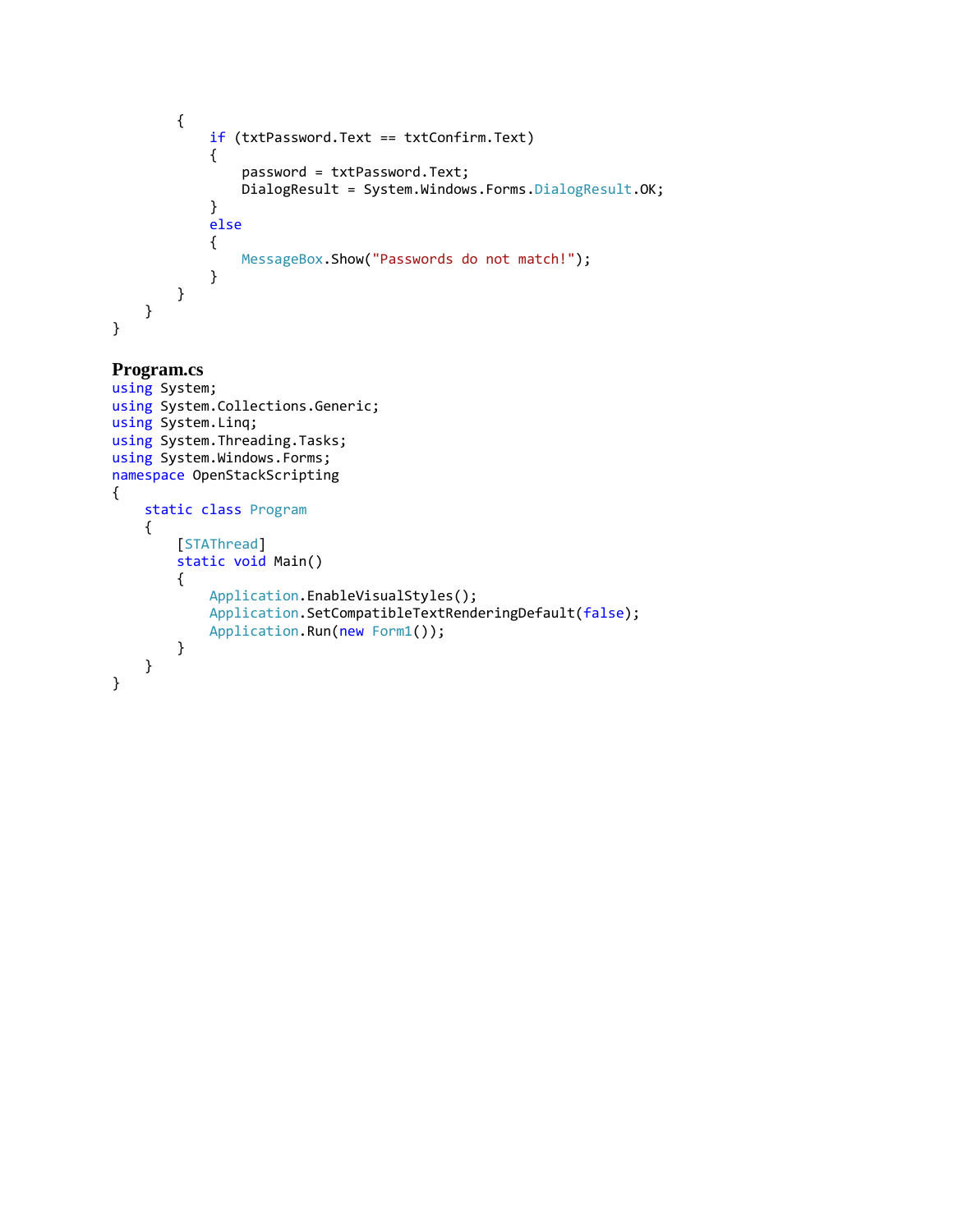```
        {
            if (txtPassword.Text == txtConfirm.Text)
            {
                password = txtPassword.Text;
                DialogResult = System.Windows.Forms.DialogResult.OK;
            }
            else
            {
                MessageBox.Show("Passwords do not match!");
            }
        }
    }
}
```

**Program.cs**

```
using System;
using System.Collections.Generic;
using System.Linq;
using System.Threading.Tasks;
using System.Windows.Forms;
namespace OpenStackScripting
{
    static class Program
    {
        [STAThread]
        static void Main()
        {
            Application.EnableVisualStyles();
            Application.SetCompatibleTextRenderingDefault(false);
            Application.Run(new Form1());
        }
    }
}
```